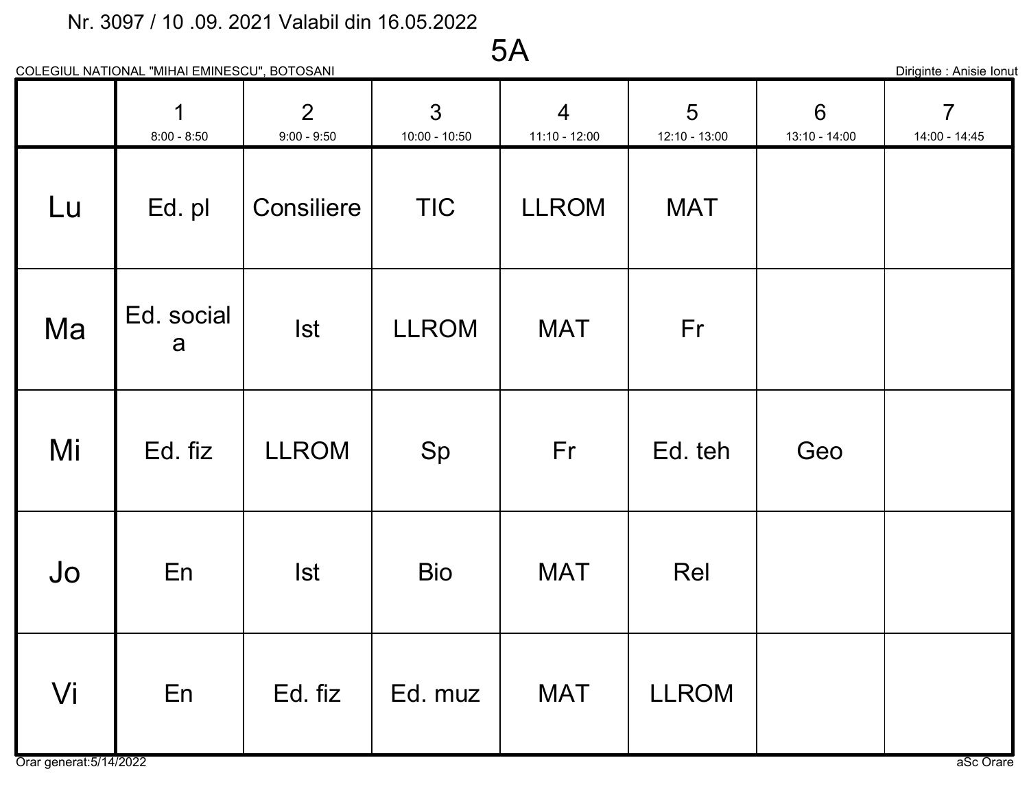Nr. 3097 / 10 .09. 2021 Valabil din 16.05.2022

# 5A

COLEGIUL NATIONAL "MIHAI EMINESCU", BOTOSANI

Diriginte : Anisie Ionut

| | 1<br>8:00 - 8:50 | 2<br>9:00 - 9:50 | 3<br>10:00 - 10:50 | 4<br>11:10 - 12:00 | 5<br>12:10 - 13:00 | 6<br>13:10 - 14:00 | 7<br>14:00 - 14:45 |
|---|---|---|---|---|---|---|---|
| Lu | Ed. pl | Consiliere | TIC | LLROM | MAT | | |
| Ma | Ed. social a | Ist | LLROM | MAT | Fr | | |
| Mi | Ed. fiz | LLROM | Sp | Fr | Ed. teh | Geo | |
| Jo | En | Ist | Bio | MAT | Rel | | |
| Vi | En | Ed. fiz | Ed. muz | MAT | LLROM | | |

Orar generat:5/14/2022

aSc Orare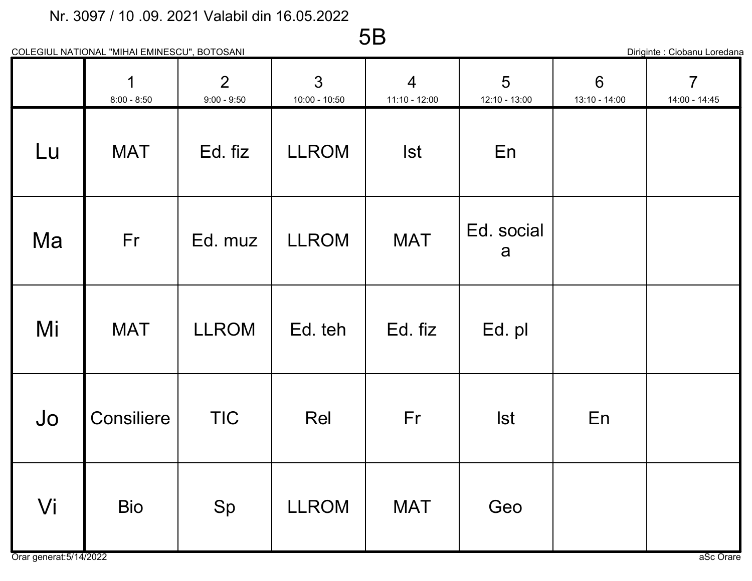Nr. 3097 / 10 .09. 2021 Valabil din 16.05.2022

# 5B

COLEGIUL NATIONAL "MIHAI EMINESCU", BOTOSANI

Diriginte : Ciobanu Loredana

| | 1<br>8:00 - 8:50 | 2<br>9:00 - 9:50 | 3<br>10:00 - 10:50 | 4<br>11:10 - 12:00 | 5<br>12:10 - 13:00 | 6<br>13:10 - 14:00 | 7<br>14:00 - 14:45 |
|---|---|---|---|---|---|---|---|
| Lu | MAT | Ed. fiz | LLROM | Ist | En | | |
| Ma | Fr | Ed. muz | LLROM | MAT | Ed. social a | | |
| Mi | MAT | LLROM | Ed. teh | Ed. fiz | Ed. pl | | |
| Jo | Consiliere | TIC | Rel | Fr | Ist | En | |
| Vi | Bio | Sp | LLROM | MAT | Geo | | |

Orar generat:5/14/2022

aSc Orare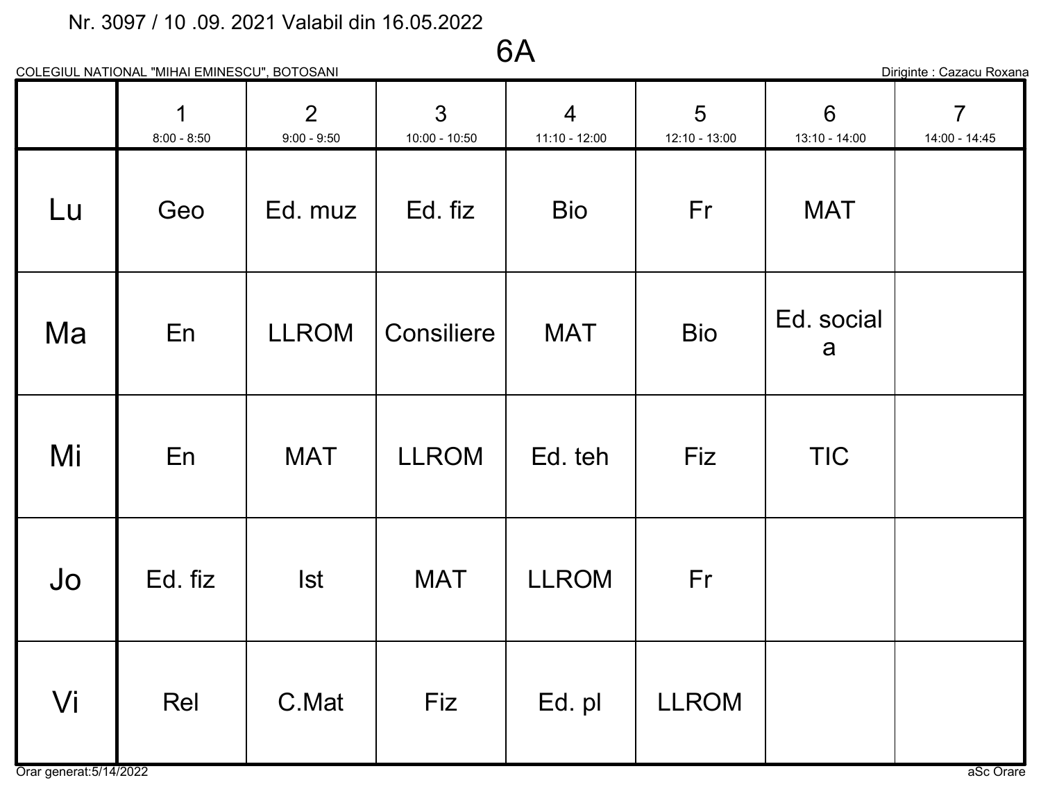Nr. 3097 / 10 .09. 2021 Valabil din 16.05.2022

# 6A

COLEGIUL NATIONAL "MIHAI EMINESCU", BOTOSANI

Diriginte : Cazacu Roxana

| | 1<br>8:00 - 8:50 | 2<br>9:00 - 9:50 | 3<br>10:00 - 10:50 | 4<br>11:10 - 12:00 | 5<br>12:10 - 13:00 | 6<br>13:10 - 14:00 | 7<br>14:00 - 14:45 |
|---|---|---|---|---|---|---|---|
| Lu | Geo | Ed. muz | Ed. fiz | Bio | Fr | MAT | |
| Ma | En | LLROM | Consiliere | MAT | Bio | Ed. social a | |
| Mi | En | MAT | LLROM | Ed. teh | Fiz | TIC | |
| Jo | Ed. fiz | Ist | MAT | LLROM | Fr | | |
| Vi | Rel | C.Mat | Fiz | Ed. pl | LLROM | | |

Orar generat:5/14/2022

aSc Orare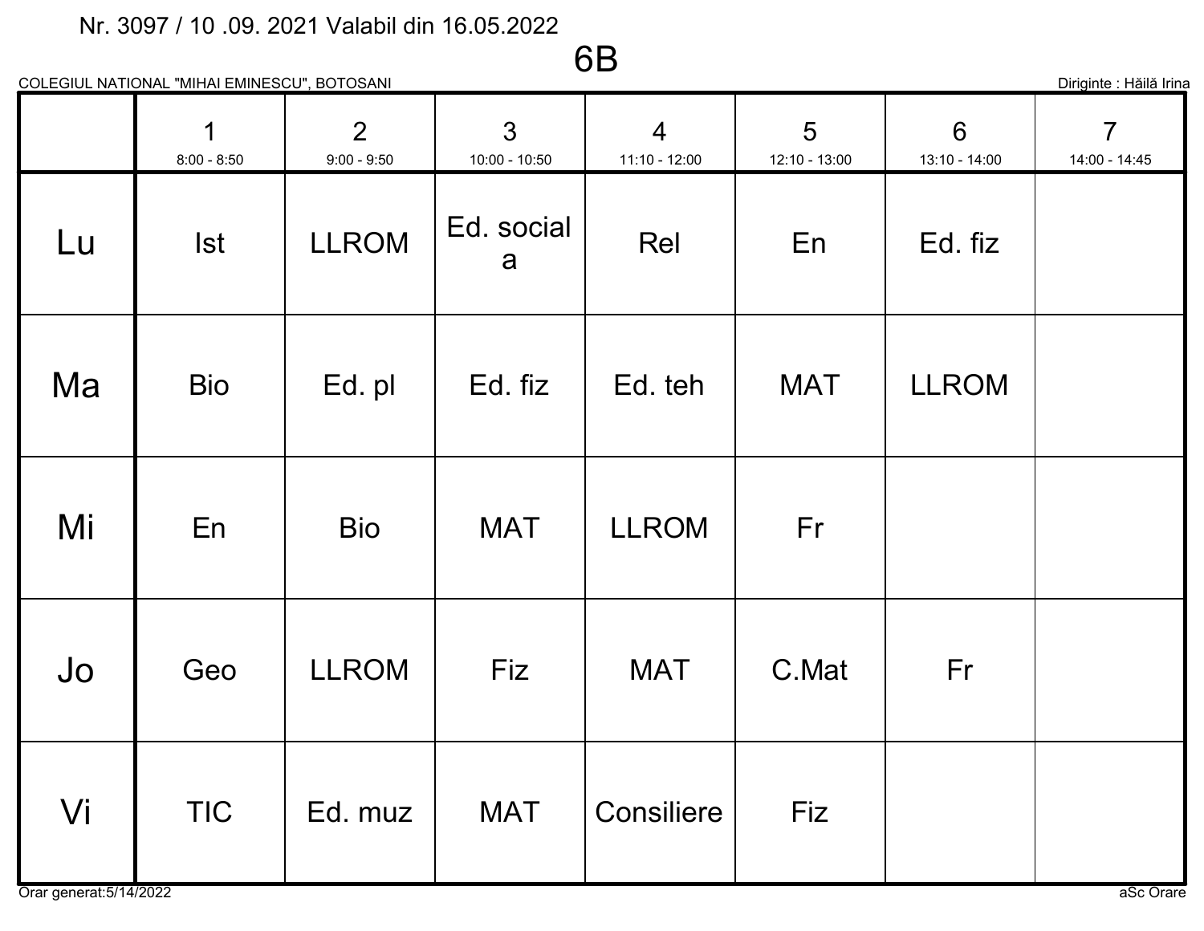Nr. 3097 / 10 .09. 2021 Valabil din 16.05.2022

# 6B

COLEGIUL NATIONAL "MIHAI EMINESCU", BOTOSANI

Diriginte : Hăilă Irina

| | 1<br>8:00 - 8:50 | 2<br>9:00 - 9:50 | 3<br>10:00 - 10:50 | 4<br>11:10 - 12:00 | 5<br>12:10 - 13:00 | 6<br>13:10 - 14:00 | 7<br>14:00 - 14:45 |
|---|---|---|---|---|---|---|---|
| Lu | Ist | LLROM | Ed. sociala | Rel | En | Ed. fiz | |
| Ma | Bio | Ed. pl | Ed. fiz | Ed. teh | MAT | LLROM | |
| Mi | En | Bio | MAT | LLROM | Fr | | |
| Jo | Geo | LLROM | Fiz | MAT | C.Mat | Fr | |
| Vi | TIC | Ed. muz | MAT | Consiliere | Fiz | | |

Orar generat:5/14/2022

aSc Orare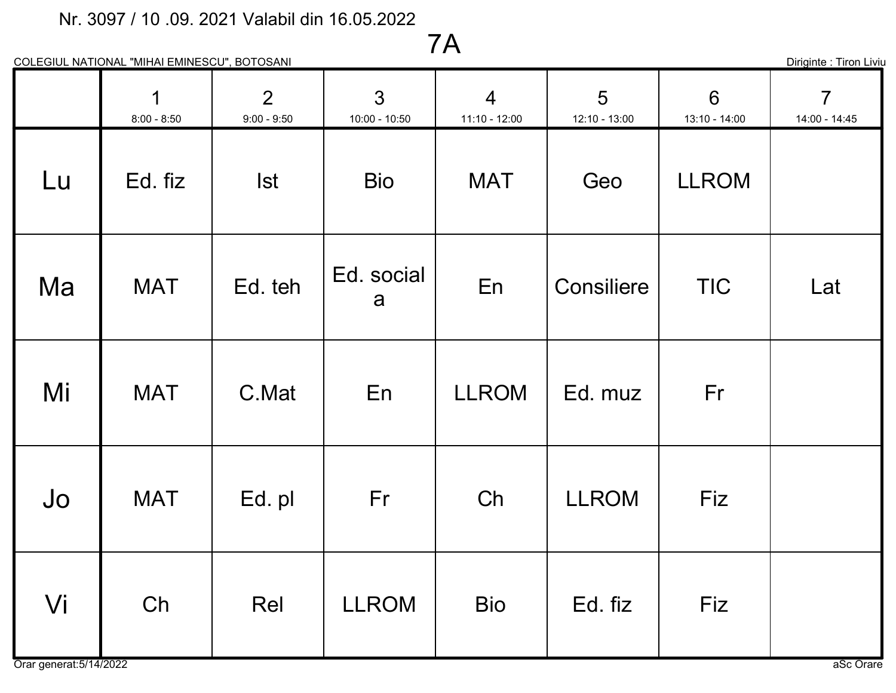Nr. 3097 / 10 .09. 2021 Valabil din 16.05.2022

# 7A

COLEGIUL NATIONAL "MIHAI EMINESCU", BOTOSANI

Diriginte : Tiron Liviu

| | 1<br>8:00 - 8:50 | 2<br>9:00 - 9:50 | 3<br>10:00 - 10:50 | 4<br>11:10 - 12:00 | 5<br>12:10 - 13:00 | 6<br>13:10 - 14:00 | 7<br>14:00 - 14:45 |
|---|---|---|---|---|---|---|---|
| Lu | Ed. fiz | Ist | Bio | MAT | Geo | LLROM | |
| Ma | MAT | Ed. teh | Ed. sociala | En | Consiliere | TIC | Lat |
| Mi | MAT | C.Mat | En | LLROM | Ed. muz | Fr | |
| Jo | MAT | Ed. pl | Fr | Ch | LLROM | Fiz | |
| Vi | Ch | Rel | LLROM | Bio | Ed. fiz | Fiz | |

Orar generat:5/14/2022

aSc Orare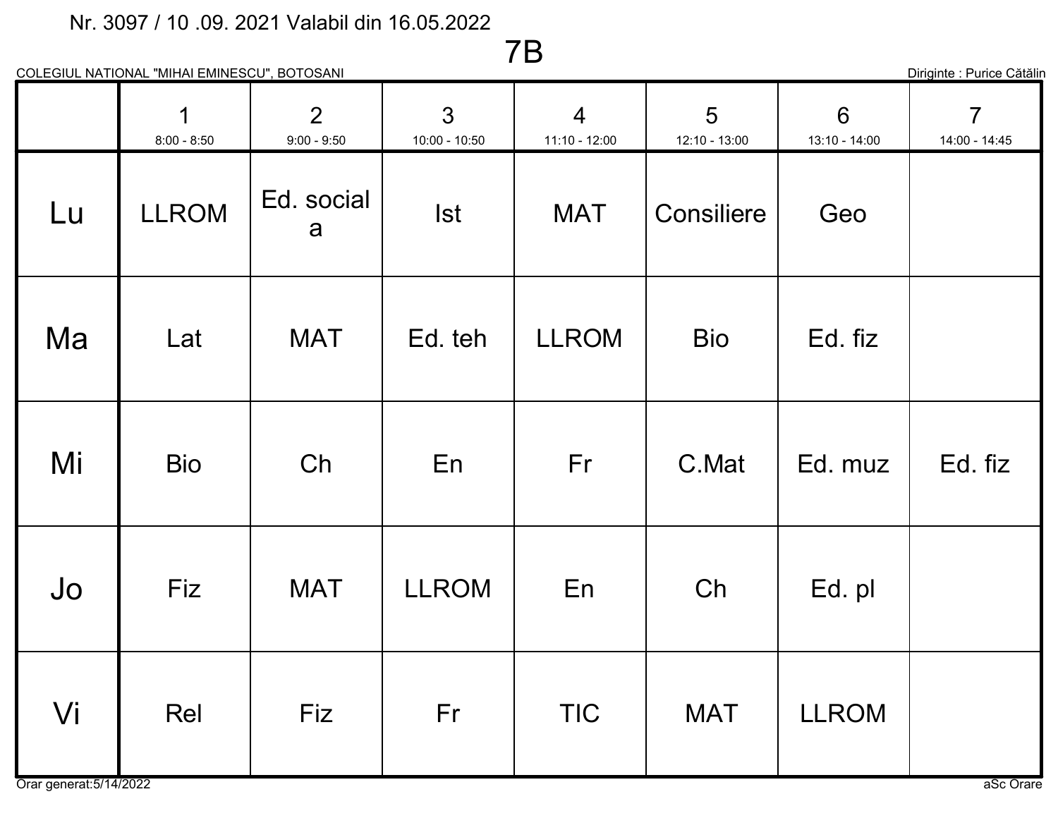Nr. 3097 / 10 .09. 2021 Valabil din 16.05.2022

# 7B

COLEGIUL NATIONAL "MIHAI EMINESCU", BOTOSANI

Diriginte : Purice Cătălin

| | 1<br>8:00 - 8:50 | 2<br>9:00 - 9:50 | 3<br>10:00 - 10:50 | 4<br>11:10 - 12:00 | 5<br>12:10 - 13:00 | 6<br>13:10 - 14:00 | 7<br>14:00 - 14:45 |
|---|---|---|---|---|---|---|---|
| Lu | LLROM | Ed. sociala | Ist | MAT | Consiliere | Geo | |
| Ma | Lat | MAT | Ed. teh | LLROM | Bio | Ed. fiz | |
| Mi | Bio | Ch | En | Fr | C.Mat | Ed. muz | Ed. fiz |
| Jo | Fiz | MAT | LLROM | En | Ch | Ed. pl | |
| Vi | Rel | Fiz | Fr | TIC | MAT | LLROM | |

Orar generat:5/14/2022

aSc Orare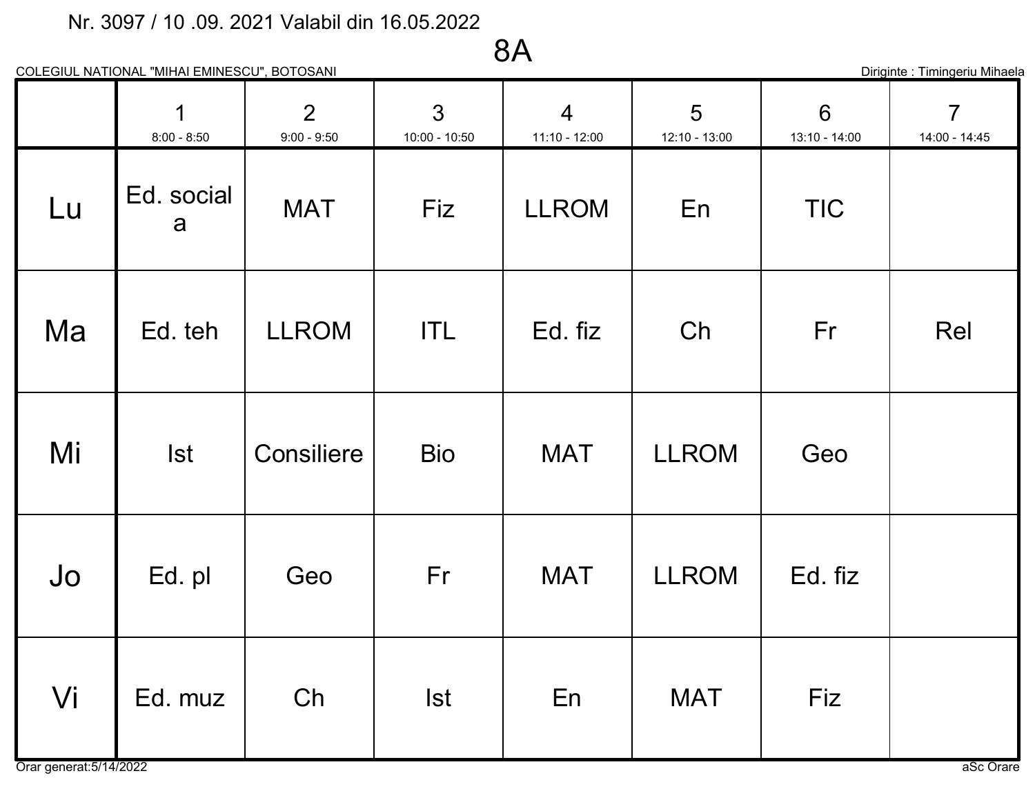Nr. 3097 / 10 .09. 2021 Valabil din 16.05.2022

# 8A

COLEGIUL NATIONAL "MIHAI EMINESCU", BOTOSANI

Diriginte : Timingeriu Mihaela

| | 1<br>8:00 - 8:50 | 2<br>9:00 - 9:50 | 3<br>10:00 - 10:50 | 4<br>11:10 - 12:00 | 5<br>12:10 - 13:00 | 6<br>13:10 - 14:00 | 7<br>14:00 - 14:45 |
|---|---|---|---|---|---|---|---|
| Lu | Ed. sociala | MAT | Fiz | LLROM | En | TIC | |
| Ma | Ed. teh | LLROM | ITL | Ed. fiz | Ch | Fr | Rel |
| Mi | Ist | Consiliere | Bio | MAT | LLROM | Geo | |
| Jo | Ed. pl | Geo | Fr | MAT | LLROM | Ed. fiz | |
| Vi | Ed. muz | Ch | Ist | En | MAT | Fiz | |

Orar generat:5/14/2022

aSc Orare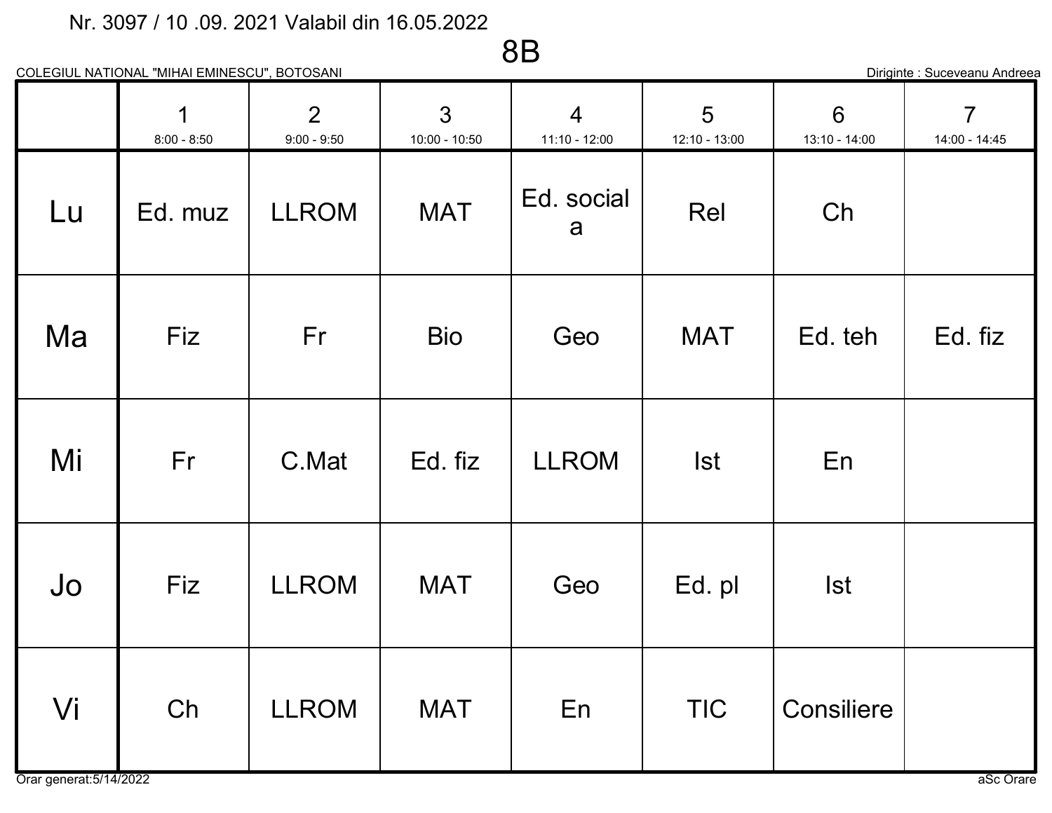Nr. 3097 / 10 .09. 2021 Valabil din 16.05.2022

# 8B

COLEGIUL NATIONAL "MIHAI EMINESCU", BOTOSANI

Diriginte : Suceveanu Andreea

| | 1<br>8:00 - 8:50 | 2<br>9:00 - 9:50 | 3<br>10:00 - 10:50 | 4<br>11:10 - 12:00 | 5<br>12:10 - 13:00 | 6<br>13:10 - 14:00 | 7<br>14:00 - 14:45 |
|---|---|---|---|---|---|---|---|
| Lu | Ed. muz | LLROM | MAT | Ed. sociala | Rel | Ch | |
| Ma | Fiz | Fr | Bio | Geo | MAT | Ed. teh | Ed. fiz |
| Mi | Fr | C.Mat | Ed. fiz | LLROM | Ist | En | |
| Jo | Fiz | LLROM | MAT | Geo | Ed. pl | Ist | |
| Vi | Ch | LLROM | MAT | En | TIC | Consiliere | |

Orar generat:5/14/2022

aSc Orare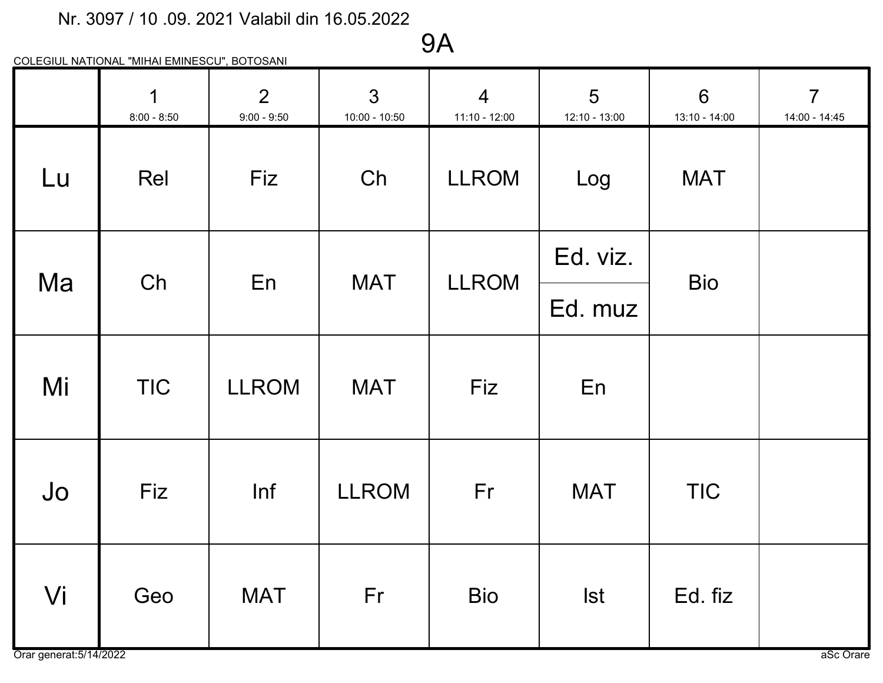Nr. 3097 / 10 .09. 2021 Valabil din 16.05.2022

# 9A

COLEGIUL NATIONAL "MIHAI EMINESCU", BOTOSANI

| | 1<br>8:00 - 8:50 | 2<br>9:00 - 9:50 | 3<br>10:00 - 10:50 | 4<br>11:10 - 12:00 | 5<br>12:10 - 13:00 | 6<br>13:10 - 14:00 | 7<br>14:00 - 14:45 |
|---|---|---|---|---|---|---|---|
| Lu | Rel | Fiz | Ch | LLROM | Log | MAT | |
| Ma | Ch | En | MAT | LLROM | Ed. viz.<br>Ed. muz | Bio | |
| Mi | TIC | LLROM | MAT | Fiz | En | | |
| Jo | Fiz | Inf | LLROM | Fr | MAT | TIC | |
| Vi | Geo | MAT | Fr | Bio | Ist | Ed. fiz | |

Orar generat:5/14/2022

aSc Orare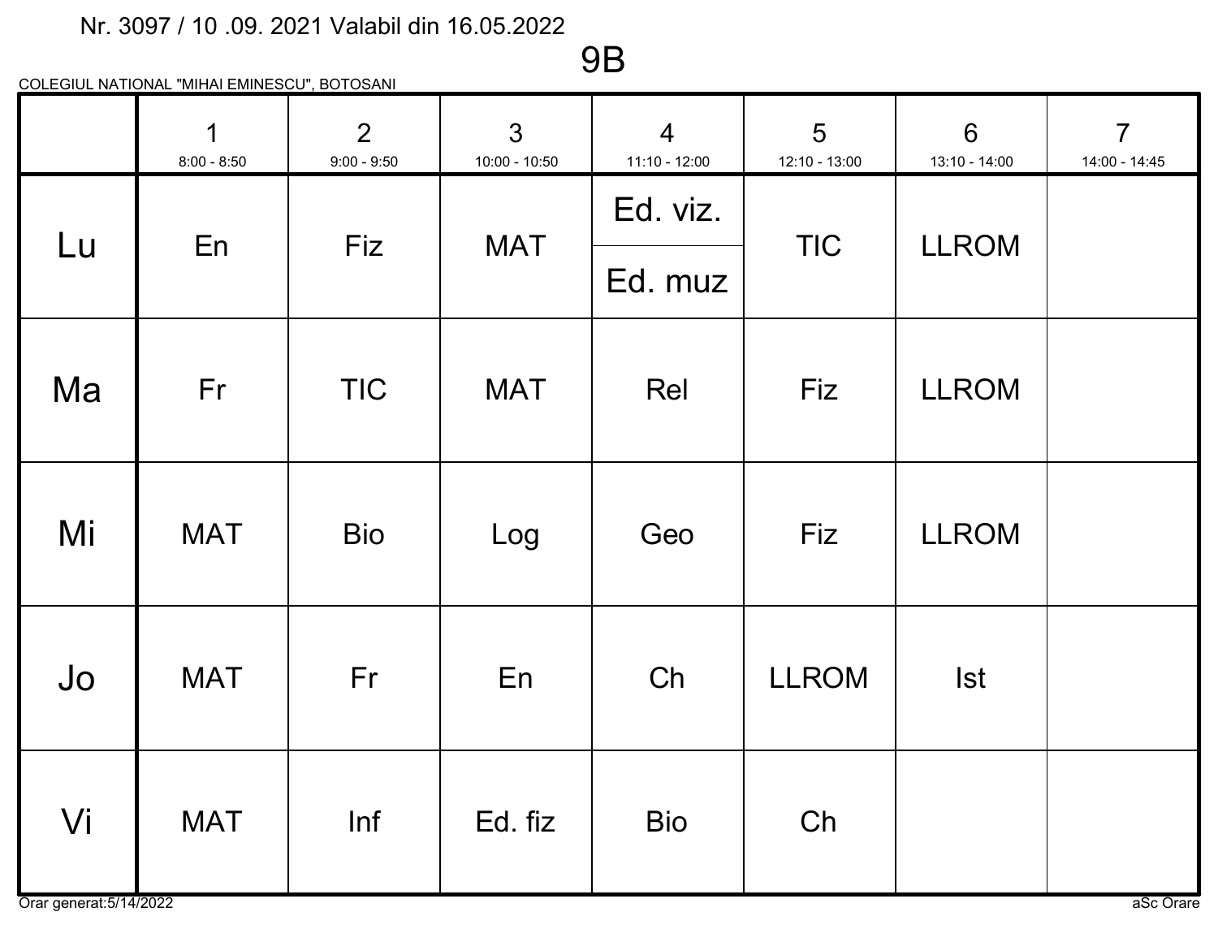Nr. 3097 / 10 .09. 2021 Valabil din 16.05.2022

# 9B

COLEGIUL NATIONAL "MIHAI EMINESCU", BOTOSANI

| | 1<br>8:00 - 8:50 | 2<br>9:00 - 9:50 | 3<br>10:00 - 10:50 | 4<br>11:10 - 12:00 | 5<br>12:10 - 13:00 | 6<br>13:10 - 14:00 | 7<br>14:00 - 14:45 |
|---|---|---|---|---|---|---|---|
| Lu | En | Fiz | MAT | Ed. viz.<br>Ed. muz | TIC | LLROM | |
| Ma | Fr | TIC | MAT | Rel | Fiz | LLROM | |
| Mi | MAT | Bio | Log | Geo | Fiz | LLROM | |
| Jo | MAT | Fr | En | Ch | LLROM | Ist | |
| Vi | MAT | Inf | Ed. fiz | Bio | Ch | | |

Orar generat:5/14/2022

aSc Orare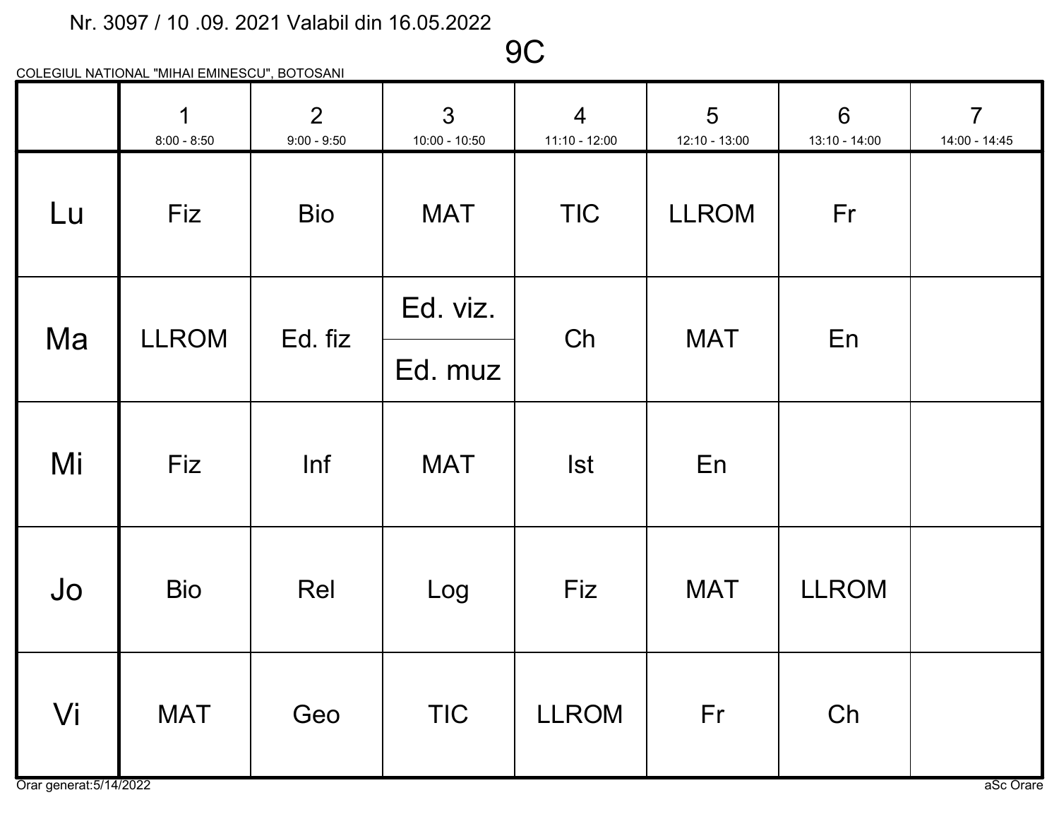Nr. 3097 / 10 .09. 2021 Valabil din 16.05.2022

# 9C

COLEGIUL NATIONAL "MIHAI EMINESCU", BOTOSANI

| | 1<br>8:00 - 8:50 | 2<br>9:00 - 9:50 | 3<br>10:00 - 10:50 | 4<br>11:10 - 12:00 | 5<br>12:10 - 13:00 | 6<br>13:10 - 14:00 | 7<br>14:00 - 14:45 |
|---|---|---|---|---|---|---|---|
| Lu | Fiz | Bio | MAT | TIC | LLROM | Fr | |
| Ma | LLROM | Ed. fiz | Ed. viz.<br>Ed. muz | Ch | MAT | En | |
| Mi | Fiz | Inf | MAT | Ist | En | | |
| Jo | Bio | Rel | Log | Fiz | MAT | LLROM | |
| Vi | MAT | Geo | TIC | LLROM | Fr | Ch | |

Orar generat:5/14/2022

aSc Orare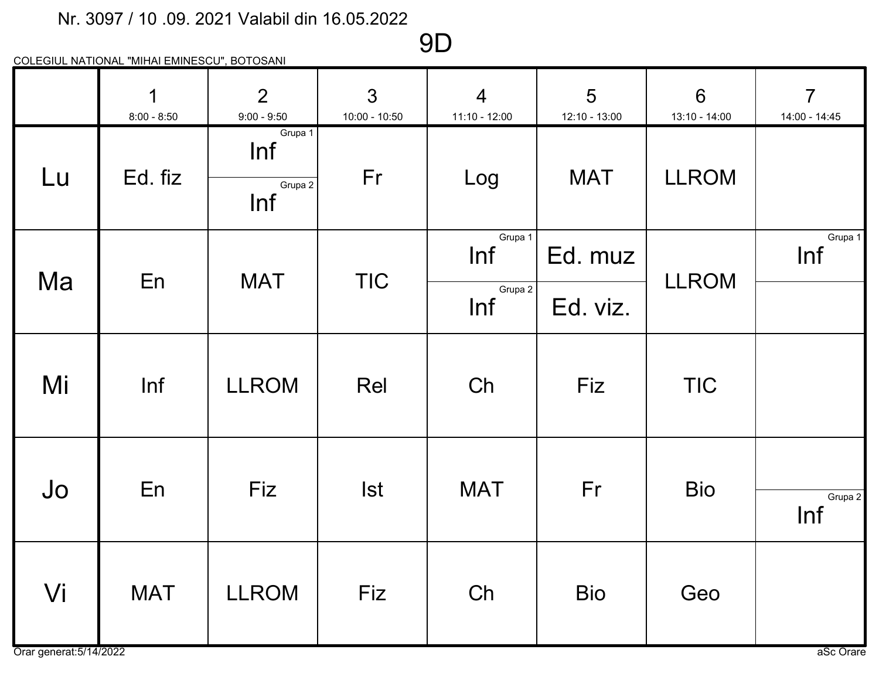Nr. 3097 / 10 .09. 2021 Valabil din 16.05.2022

# 9D

COLEGIUL NATIONAL "MIHAI EMINESCU", BOTOSANI

| | 1<br>8:00 - 8:50 | 2<br>9:00 - 9:50 | 3<br>10:00 - 10:50 | 4<br>11:10 - 12:00 | 5<br>12:10 - 13:00 | 6<br>13:10 - 14:00 | 7<br>14:00 - 14:45 |
|---|---|---|---|---|---|---|---|
| Lu | Ed. fiz | Grupa 1: Inf<br>Grupa 2: Inf | Fr | Log | MAT | LLROM | |
| Ma | En | MAT | TIC | Grupa 1: Inf<br>Grupa 2: Inf | Ed. muz<br>Ed. viz. | LLROM | Grupa 1: Inf |
| Mi | Inf | LLROM | Rel | Ch | Fiz | TIC | |
| Jo | En | Fiz | Ist | MAT | Fr | Bio | Grupa 2: Inf |
| Vi | MAT | LLROM | Fiz | Ch | Bio | Geo | |

Orar generat:5/14/2022

aSc Orare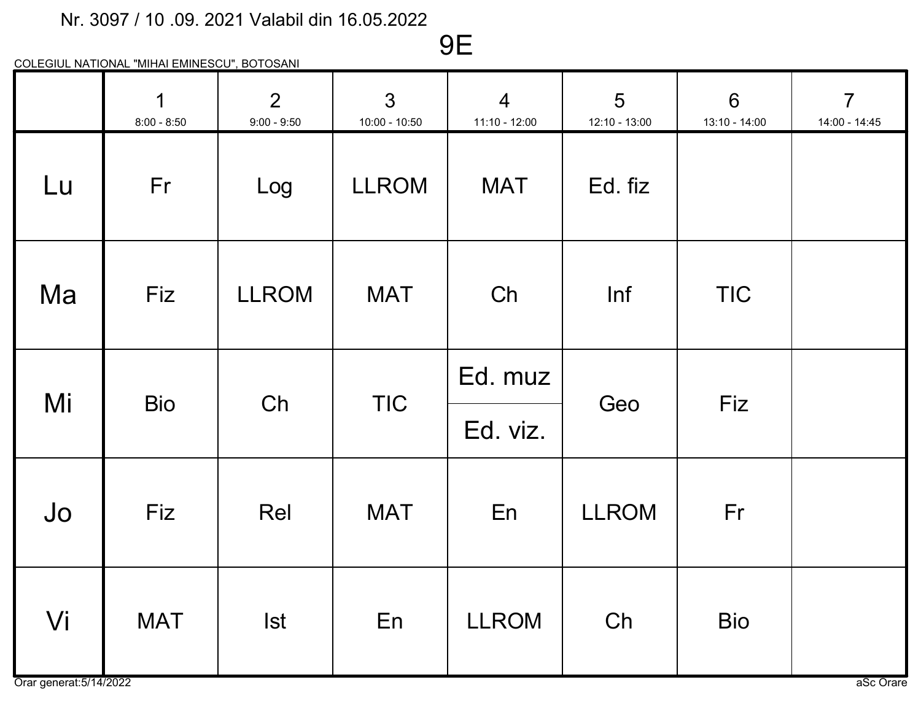Nr. 3097 / 10 .09. 2021 Valabil din 16.05.2022

# 9E

COLEGIUL NATIONAL "MIHAI EMINESCU", BOTOSANI

| | 1<br>8:00 - 8:50 | 2<br>9:00 - 9:50 | 3<br>10:00 - 10:50 | 4<br>11:10 - 12:00 | 5<br>12:10 - 13:00 | 6<br>13:10 - 14:00 | 7<br>14:00 - 14:45 |
|---|---|---|---|---|---|---|---|
| Lu | Fr | Log | LLROM | MAT | Ed. fiz | | |
| Ma | Fiz | LLROM | MAT | Ch | Inf | TIC | |
| Mi | Bio | Ch | TIC | Ed. muz / Ed. viz. | Geo | Fiz | |
| Jo | Fiz | Rel | MAT | En | LLROM | Fr | |
| Vi | MAT | Ist | En | LLROM | Ch | Bio | |

Orar generat:5/14/2022

aSc Orare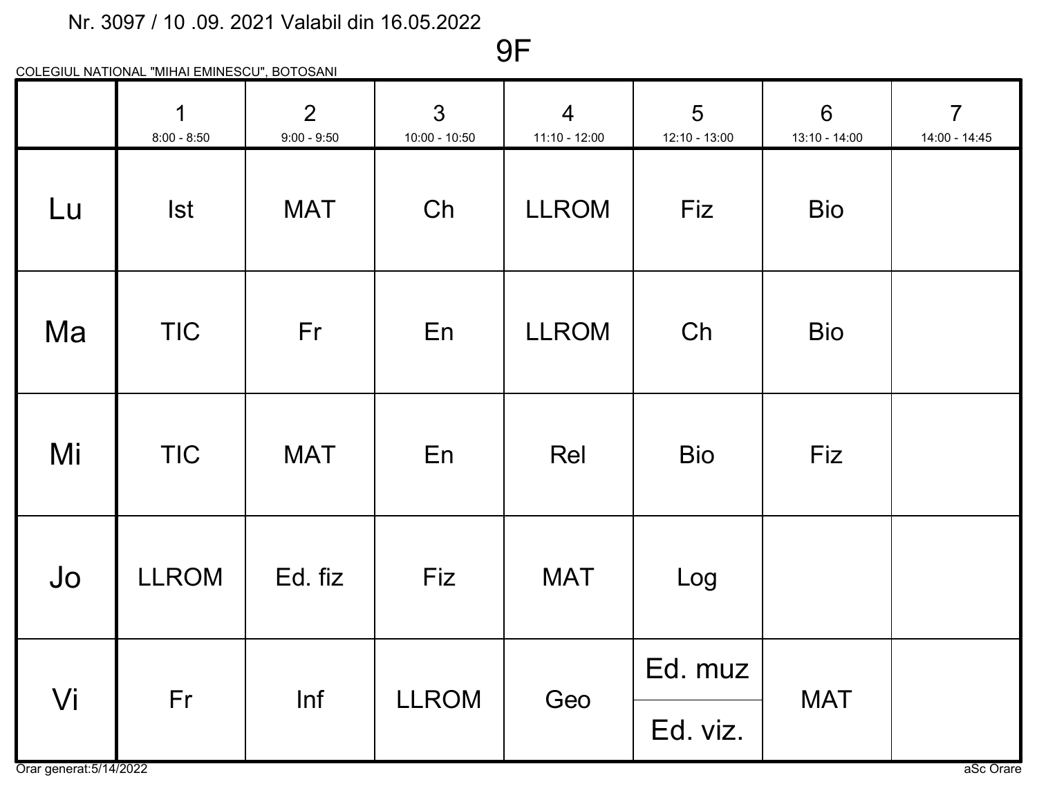Nr. 3097 / 10 .09. 2021 Valabil din 16.05.2022

# 9F

COLEGIUL NATIONAL "MIHAI EMINESCU", BOTOSANI

| | 1<br>8:00 - 8:50 | 2<br>9:00 - 9:50 | 3<br>10:00 - 10:50 | 4<br>11:10 - 12:00 | 5<br>12:10 - 13:00 | 6<br>13:10 - 14:00 | 7<br>14:00 - 14:45 |
|---|---|---|---|---|---|---|---|
| Lu | Ist | MAT | Ch | LLROM | Fiz | Bio | |
| Ma | TIC | Fr | En | LLROM | Ch | Bio | |
| Mi | TIC | MAT | En | Rel | Bio | Fiz | |
| Jo | LLROM | Ed. fiz | Fiz | MAT | Log | | |
| Vi | Fr | Inf | LLROM | Geo | Ed. muz<br>Ed. viz. | MAT | |

Orar generat:5/14/2022

aSc Orare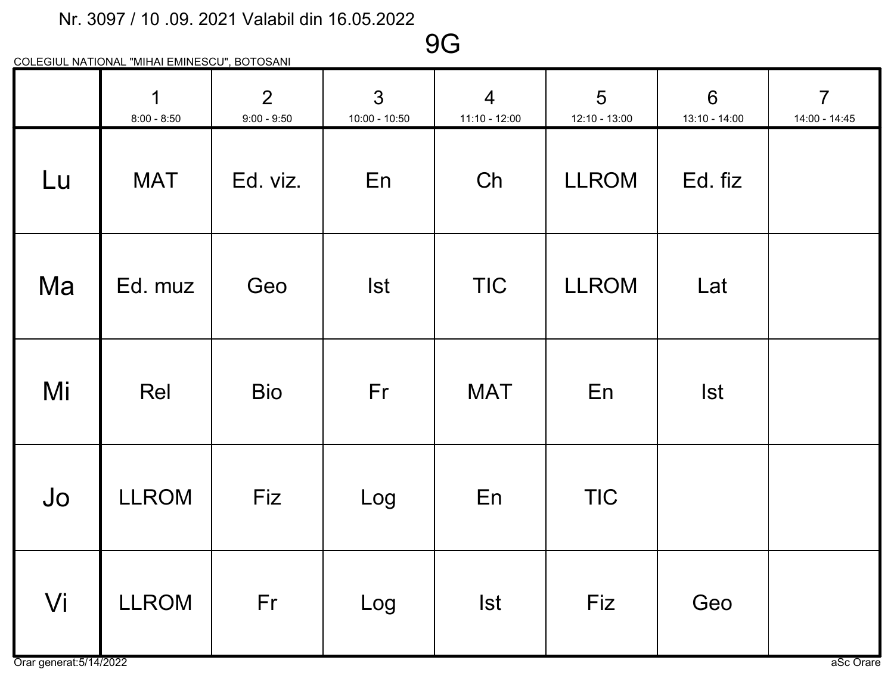Nr. 3097 / 10 .09. 2021 Valabil din 16.05.2022

# 9G

COLEGIUL NATIONAL "MIHAI EMINESCU", BOTOSANI

| | 1<br>8:00 - 8:50 | 2<br>9:00 - 9:50 | 3<br>10:00 - 10:50 | 4<br>11:10 - 12:00 | 5<br>12:10 - 13:00 | 6<br>13:10 - 14:00 | 7<br>14:00 - 14:45 |
|---|---|---|---|---|---|---|---|
| Lu | MAT | Ed. viz. | En | Ch | LLROM | Ed. fiz | |
| Ma | Ed. muz | Geo | Ist | TIC | LLROM | Lat | |
| Mi | Rel | Bio | Fr | MAT | En | Ist | |
| Jo | LLROM | Fiz | Log | En | TIC | | |
| Vi | LLROM | Fr | Log | Ist | Fiz | Geo | |

Orar generat:5/14/2022

aSc Orare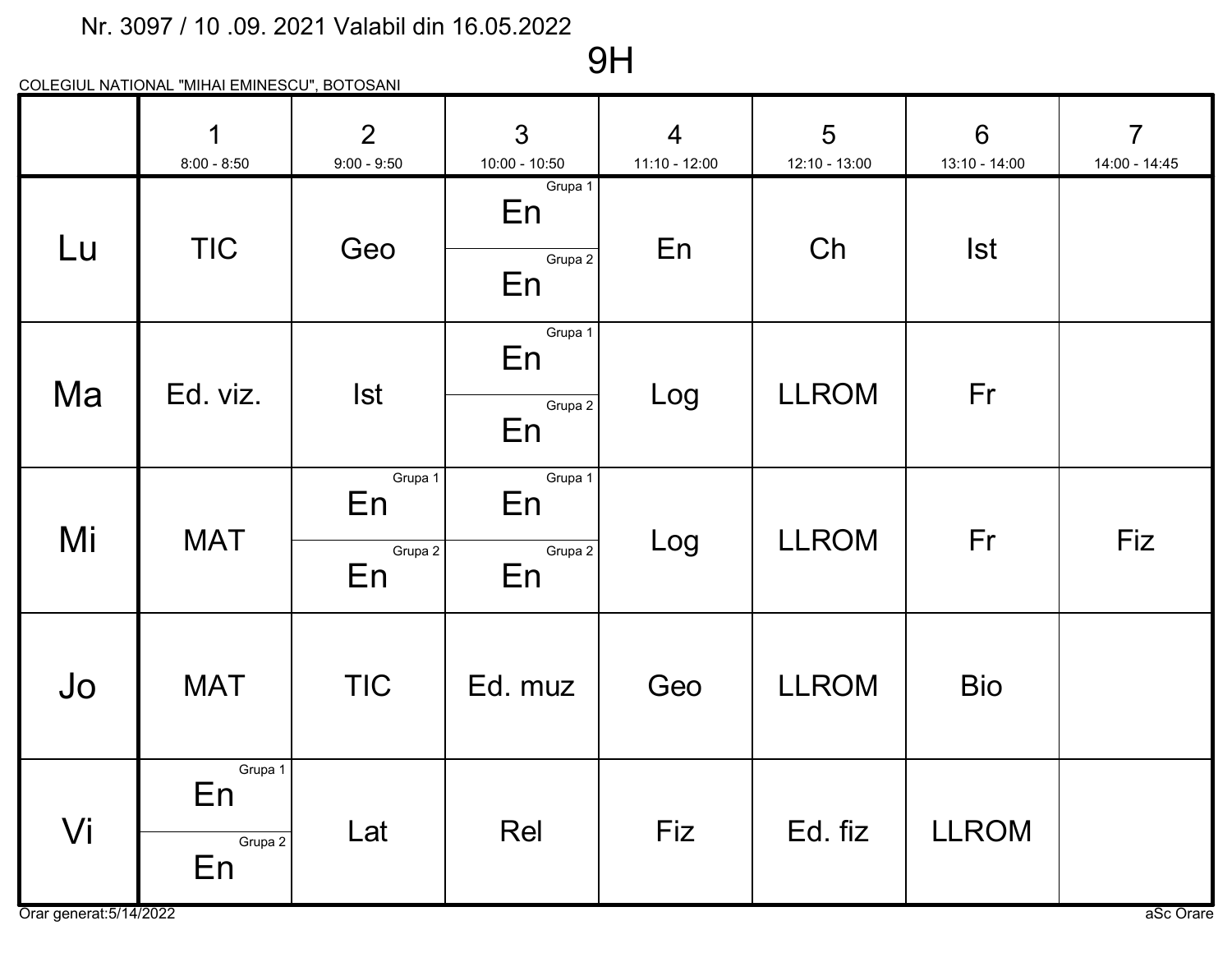Nr. 3097 / 10 .09. 2021 Valabil din 16.05.2022

# 9H

COLEGIUL NATIONAL "MIHAI EMINESCU", BOTOSANI

| | 1<br>8:00 - 8:50 | 2<br>9:00 - 9:50 | 3<br>10:00 - 10:50 | 4<br>11:10 - 12:00 | 5<br>12:10 - 13:00 | 6<br>13:10 - 14:00 | 7<br>14:00 - 14:45 |
|---|---|---|---|---|---|---|---|
| Lu | TIC | Geo | En (Grupa 1)<br>En (Grupa 2) | En | Ch | Ist | |
| Ma | Ed. viz. | Ist | En (Grupa 1)<br>En (Grupa 2) | Log | LLROM | Fr | |
| Mi | MAT | En (Grupa 1)<br>En (Grupa 2) | En (Grupa 1)<br>En (Grupa 2) | Log | LLROM | Fr | Fiz |
| Jo | MAT | TIC | Ed. muz | Geo | LLROM | Bio | |
| Vi | En (Grupa 1)<br>En (Grupa 2) | Lat | Rel | Fiz | Ed. fiz | LLROM | |

Orar generat:5/14/2022

aSc Orare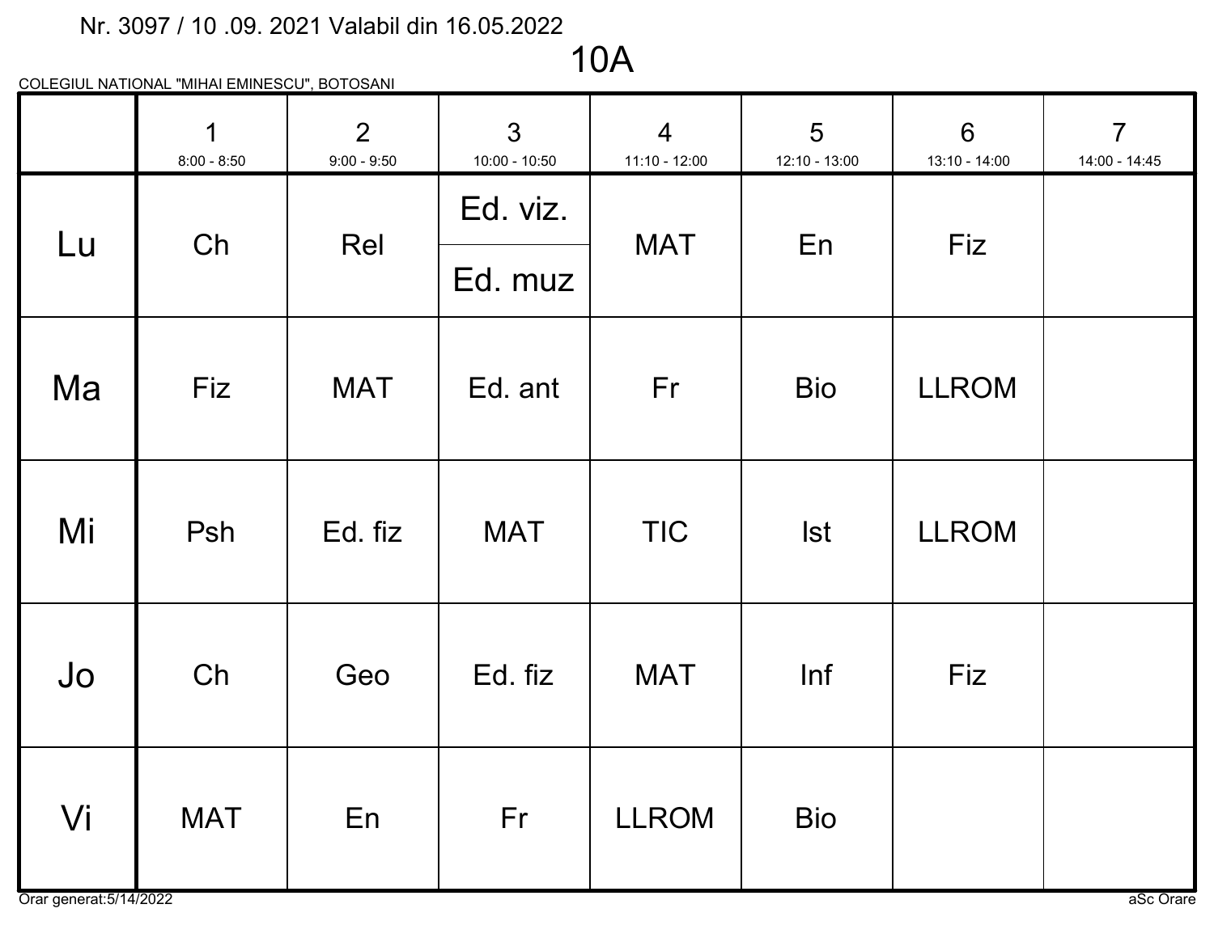Nr. 3097 / 10 .09. 2021 Valabil din 16.05.2022

# 10A

COLEGIUL NATIONAL "MIHAI EMINESCU", BOTOSANI

| | 1<br>8:00 - 8:50 | 2<br>9:00 - 9:50 | 3<br>10:00 - 10:50 | 4<br>11:10 - 12:00 | 5<br>12:10 - 13:00 | 6<br>13:10 - 14:00 | 7<br>14:00 - 14:45 |
|---|---|---|---|---|---|---|---|
| Lu | Ch | Rel | Ed. viz. / Ed. muz | MAT | En | Fiz | |
| Ma | Fiz | MAT | Ed. ant | Fr | Bio | LLROM | |
| Mi | Psh | Ed. fiz | MAT | TIC | Ist | LLROM | |
| Jo | Ch | Geo | Ed. fiz | MAT | Inf | Fiz | |
| Vi | MAT | En | Fr | LLROM | Bio | | |

Orar generat:5/14/2022

aSc Orare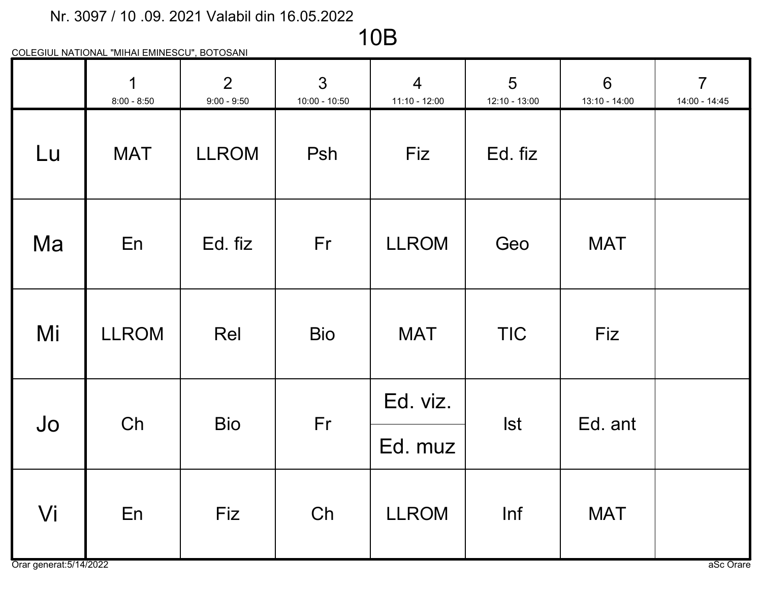Nr. 3097 / 10 .09. 2021 Valabil din 16.05.2022

# 10B

COLEGIUL NATIONAL "MIHAI EMINESCU", BOTOSANI

| | 1<br>8:00 - 8:50 | 2<br>9:00 - 9:50 | 3<br>10:00 - 10:50 | 4<br>11:10 - 12:00 | 5<br>12:10 - 13:00 | 6<br>13:10 - 14:00 | 7<br>14:00 - 14:45 |
|---|---|---|---|---|---|---|---|
| Lu | MAT | LLROM | Psh | Fiz | Ed. fiz | | |
| Ma | En | Ed. fiz | Fr | LLROM | Geo | MAT | |
| Mi | LLROM | Rel | Bio | MAT | TIC | Fiz | |
| Jo | Ch | Bio | Fr | Ed. viz. / Ed. muz | Ist | Ed. ant | |
| Vi | En | Fiz | Ch | LLROM | Inf | MAT | |

Orar generat:5/14/2022

aSc Orare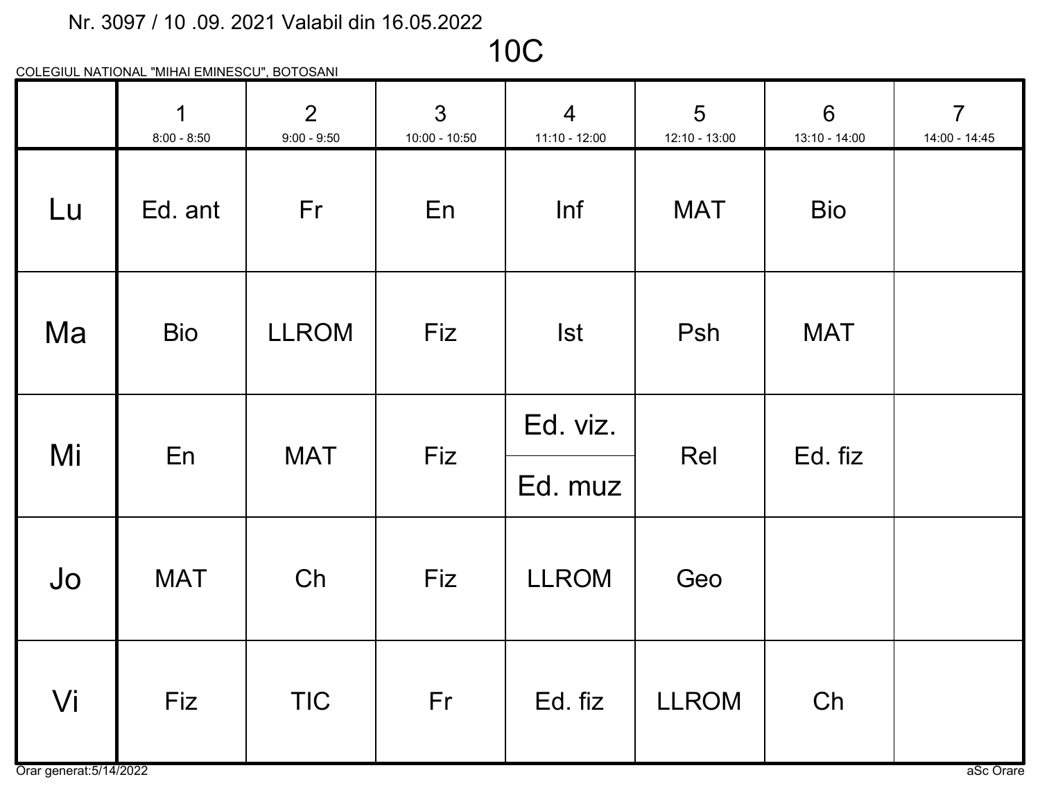Nr. 3097 / 10 .09. 2021 Valabil din 16.05.2022

# 10C

COLEGIUL NATIONAL "MIHAI EMINESCU", BOTOSANI

| | 1<br>8:00 - 8:50 | 2<br>9:00 - 9:50 | 3<br>10:00 - 10:50 | 4<br>11:10 - 12:00 | 5<br>12:10 - 13:00 | 6<br>13:10 - 14:00 | 7<br>14:00 - 14:45 |
|---|---|---|---|---|---|---|---|
| Lu | Ed. ant | Fr | En | Inf | MAT | Bio | |
| Ma | Bio | LLROM | Fiz | Ist | Psh | MAT | |
| Mi | En | MAT | Fiz | Ed. viz.<br>Ed. muz | Rel | Ed. fiz | |
| Jo | MAT | Ch | Fiz | LLROM | Geo | | |
| Vi | Fiz | TIC | Fr | Ed. fiz | LLROM | Ch | |

Orar generat:5/14/2022

aSc Orare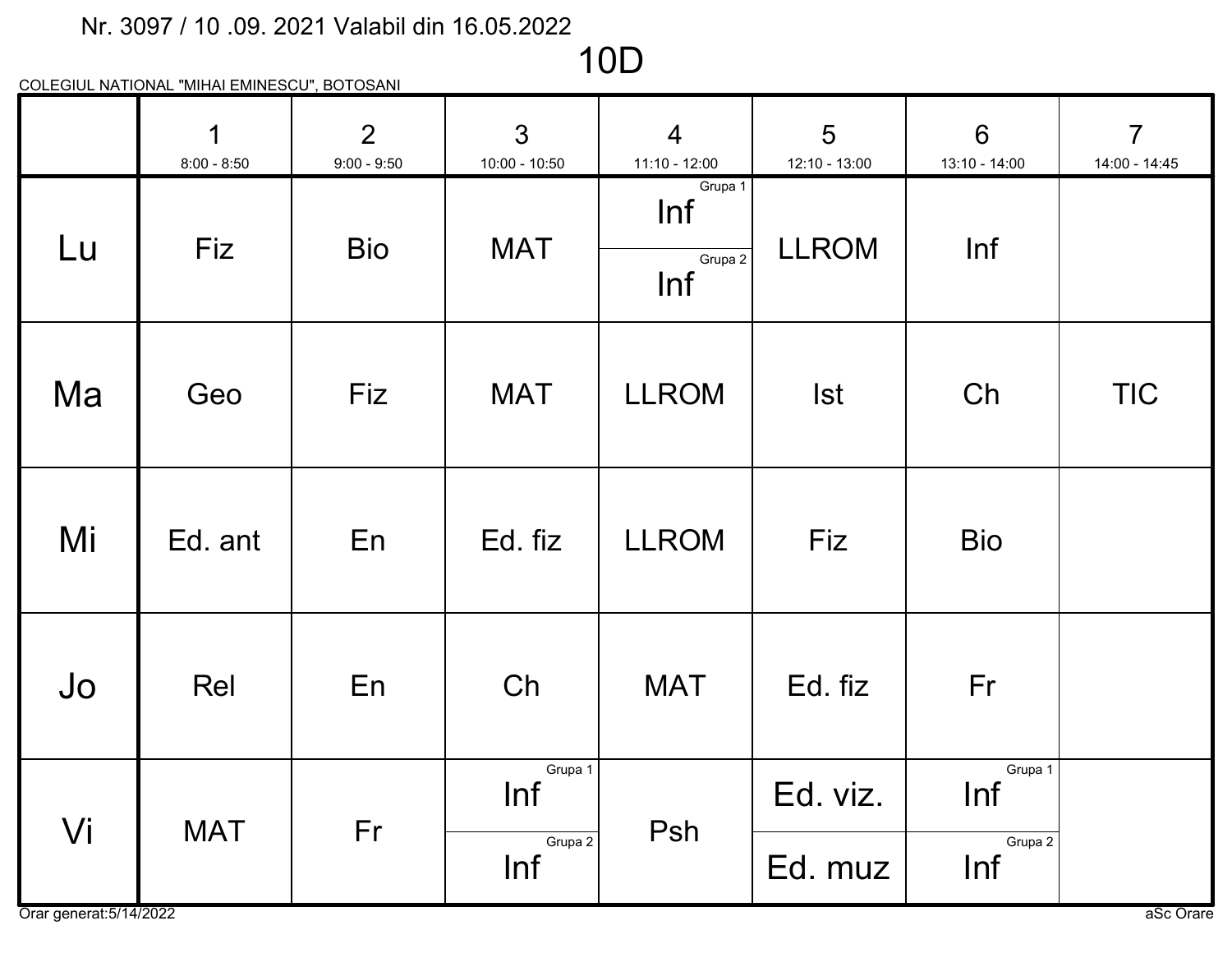Nr. 3097 / 10 .09. 2021 Valabil din 16.05.2022

# 10D

COLEGIUL NATIONAL "MIHAI EMINESCU", BOTOSANI

| | 1<br>8:00 - 8:50 | 2<br>9:00 - 9:50 | 3<br>10:00 - 10:50 | 4<br>11:10 - 12:00 | 5<br>12:10 - 13:00 | 6<br>13:10 - 14:00 | 7<br>14:00 - 14:45 |
|---|---|---|---|---|---|---|---|
| Lu | Fiz | Bio | MAT | Grupa 1: Inf<br>Grupa 2: Inf | LLROM | Inf | |
| Ma | Geo | Fiz | MAT | LLROM | Ist | Ch | TIC |
| Mi | Ed. ant | En | Ed. fiz | LLROM | Fiz | Bio | |
| Jo | Rel | En | Ch | MAT | Ed. fiz | Fr | |
| Vi | MAT | Fr | Grupa 1: Inf<br>Grupa 2: Inf | Psh | Ed. viz.<br>Ed. muz | Grupa 1: Inf<br>Grupa 2: Inf | |

Orar generat:5/14/2022

aSc Orare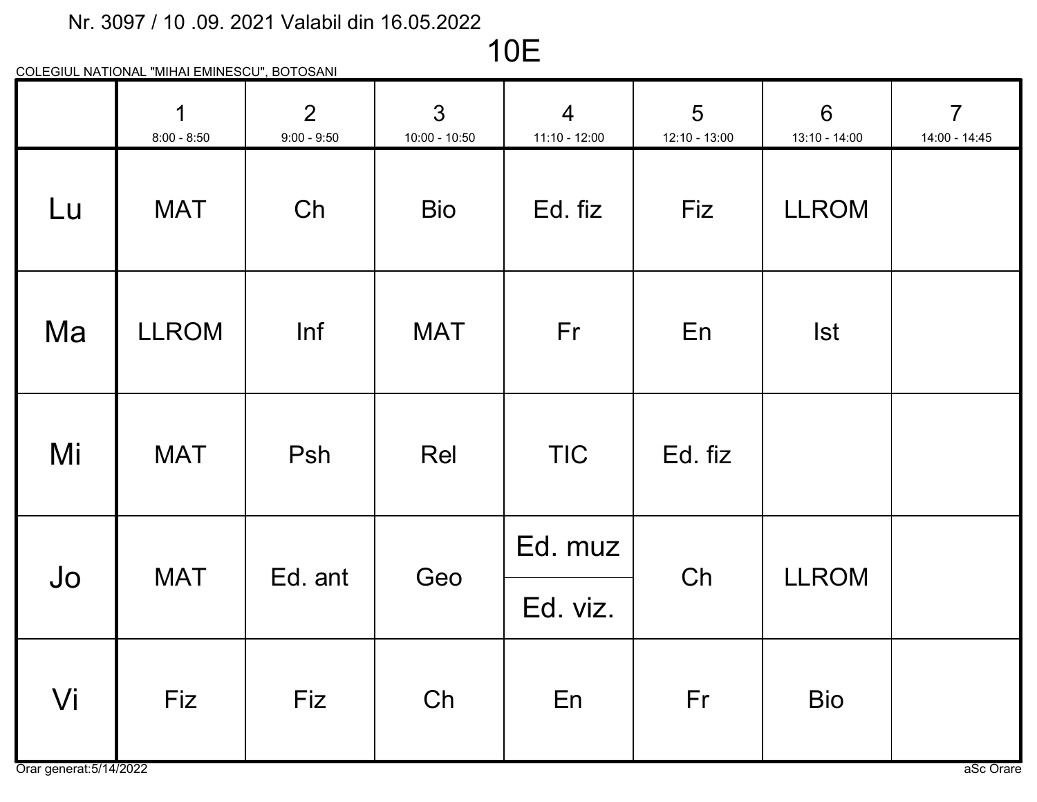Nr. 3097 / 10 .09. 2021 Valabil din 16.05.2022

# 10E

COLEGIUL NATIONAL "MIHAI EMINESCU", BOTOSANI

| | 1<br>8:00 - 8:50 | 2<br>9:00 - 9:50 | 3<br>10:00 - 10:50 | 4<br>11:10 - 12:00 | 5<br>12:10 - 13:00 | 6<br>13:10 - 14:00 | 7<br>14:00 - 14:45 |
|---|---|---|---|---|---|---|---|
| Lu | MAT | Ch | Bio | Ed. fiz | Fiz | LLROM | |
| Ma | LLROM | Inf | MAT | Fr | En | Ist | |
| Mi | MAT | Psh | Rel | TIC | Ed. fiz | | |
| Jo | MAT | Ed. ant | Geo | Ed. muz / Ed. viz. | Ch | LLROM | |
| Vi | Fiz | Fiz | Ch | En | Fr | Bio | |

Orar generat:5/14/2022

aSc Orare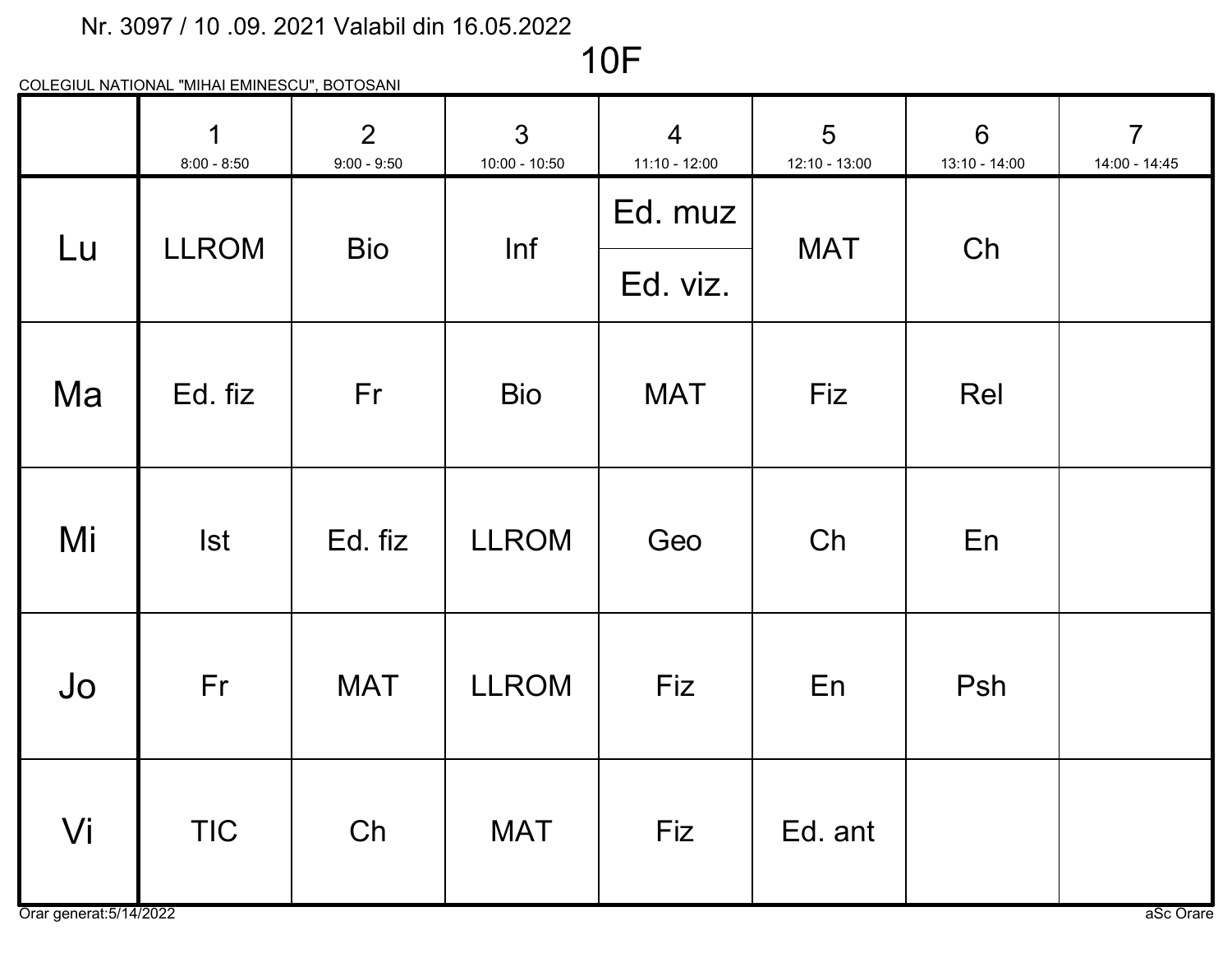Nr. 3097 / 10 .09. 2021 Valabil din 16.05.2022

# 10F

COLEGIUL NATIONAL "MIHAI EMINESCU", BOTOSANI

| | 1<br>8:00 - 8:50 | 2<br>9:00 - 9:50 | 3<br>10:00 - 10:50 | 4<br>11:10 - 12:00 | 5<br>12:10 - 13:00 | 6<br>13:10 - 14:00 | 7<br>14:00 - 14:45 |
|---|---|---|---|---|---|---|---|
| Lu | LLROM | Bio | Inf | Ed. muz<br>Ed. viz. | MAT | Ch | |
| Ma | Ed. fiz | Fr | Bio | MAT | Fiz | Rel | |
| Mi | Ist | Ed. fiz | LLROM | Geo | Ch | En | |
| Jo | Fr | MAT | LLROM | Fiz | En | Psh | |
| Vi | TIC | Ch | MAT | Fiz | Ed. ant | | |

Orar generat:5/14/2022

aSc Orare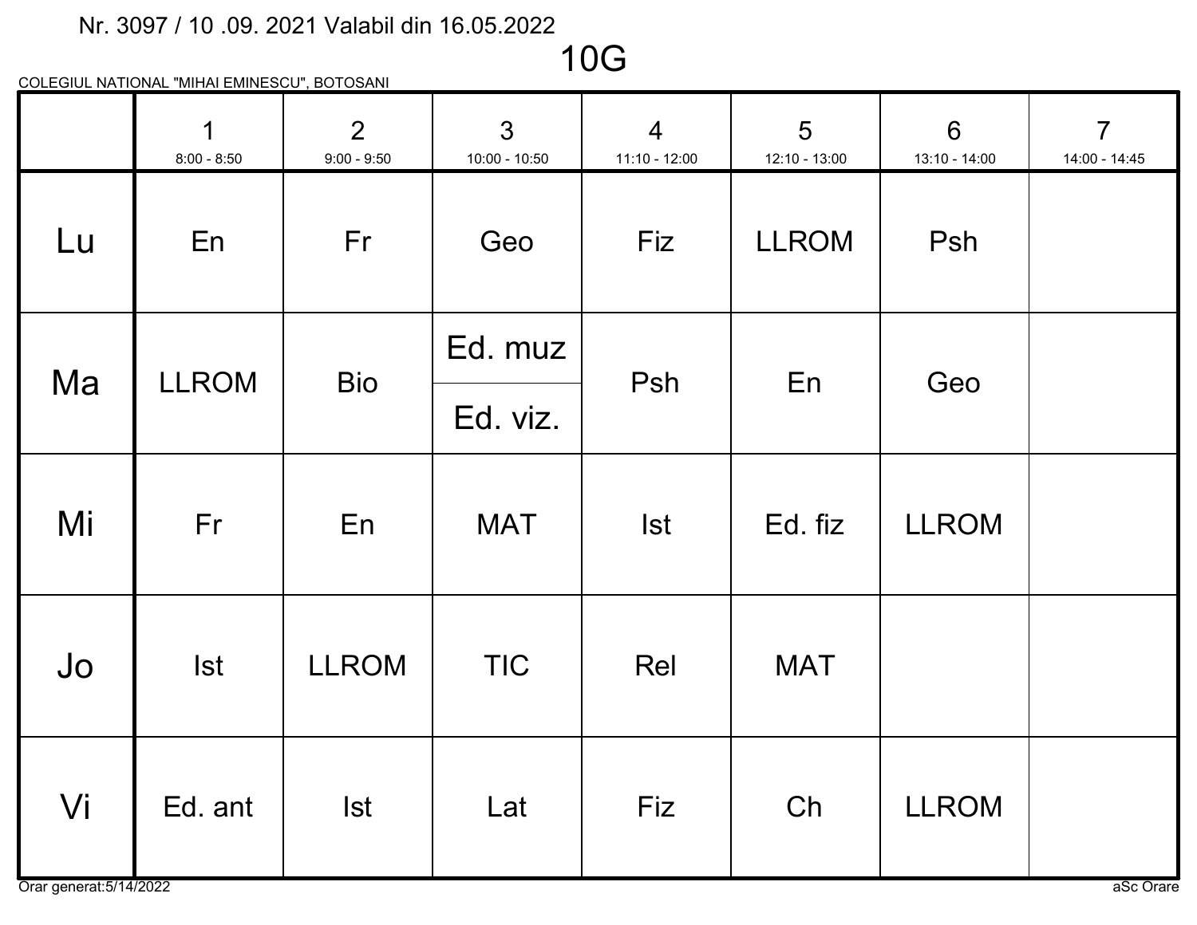Nr. 3097 / 10 .09. 2021 Valabil din 16.05.2022

# 10G

COLEGIUL NATIONAL "MIHAI EMINESCU", BOTOSANI

| | 1<br>8:00 - 8:50 | 2<br>9:00 - 9:50 | 3<br>10:00 - 10:50 | 4<br>11:10 - 12:00 | 5<br>12:10 - 13:00 | 6<br>13:10 - 14:00 | 7<br>14:00 - 14:45 |
|---|---|---|---|---|---|---|---|
| Lu | En | Fr | Geo | Fiz | LLROM | Psh | |
| Ma | LLROM | Bio | Ed. muz / Ed. viz. | Psh | En | Geo | |
| Mi | Fr | En | MAT | Ist | Ed. fiz | LLROM | |
| Jo | Ist | LLROM | TIC | Rel | MAT | | |
| Vi | Ed. ant | Ist | Lat | Fiz | Ch | LLROM | |

Orar generat:5/14/2022

aSc Orare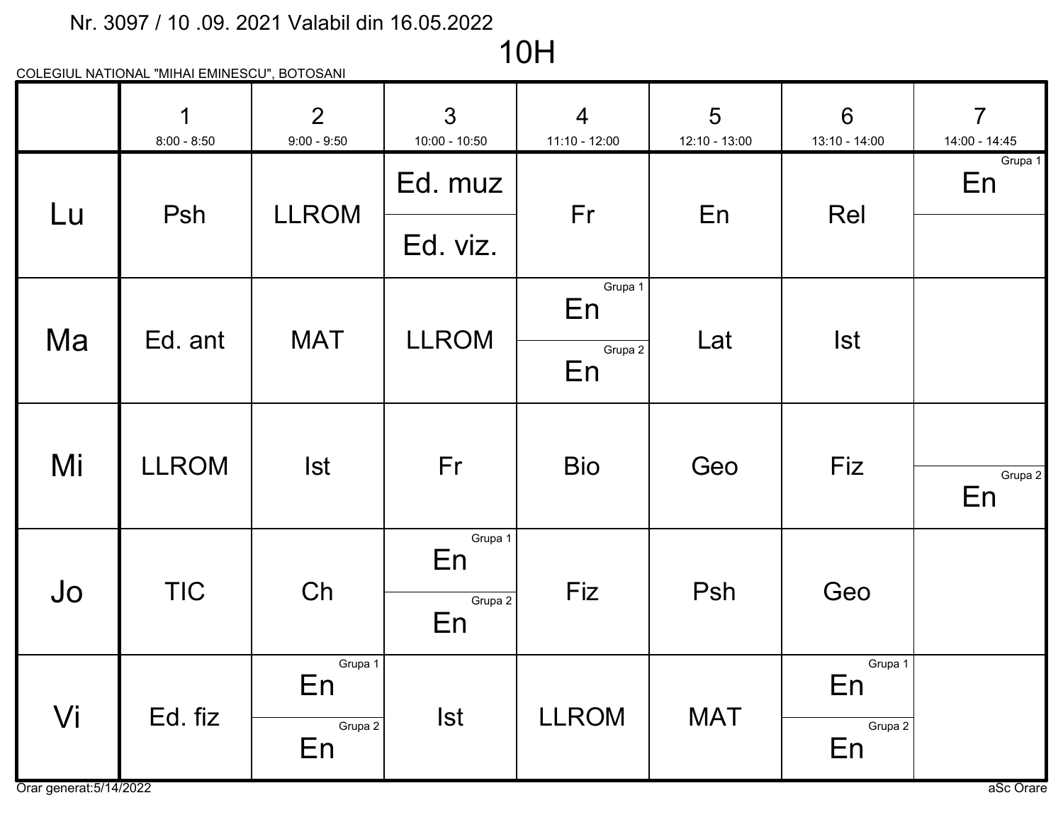Nr. 3097 / 10 .09. 2021 Valabil din 16.05.2022

# 10H

COLEGIUL NATIONAL "MIHAI EMINESCU", BOTOSANI

| | 1<br>8:00 - 8:50 | 2<br>9:00 - 9:50 | 3<br>10:00 - 10:50 | 4<br>11:10 - 12:00 | 5<br>12:10 - 13:00 | 6<br>13:10 - 14:00 | 7<br>14:00 - 14:45 |
|---|---|---|---|---|---|---|---|
| Lu | Psh | LLROM | Ed. muz / Ed. viz. | Fr | En | Rel | En (Grupa 1) |
| Ma | Ed. ant | MAT | LLROM | En (Grupa 1) / En (Grupa 2) | Lat | Ist | |
| Mi | LLROM | Ist | Fr | Bio | Geo | Fiz | En (Grupa 2) |
| Jo | TIC | Ch | En (Grupa 1) / En (Grupa 2) | Fiz | Psh | Geo | |
| Vi | Ed. fiz | En (Grupa 1) / En (Grupa 2) | Ist | LLROM | MAT | En (Grupa 1) / En (Grupa 2) | |

Orar generat:5/14/2022

aSc Orare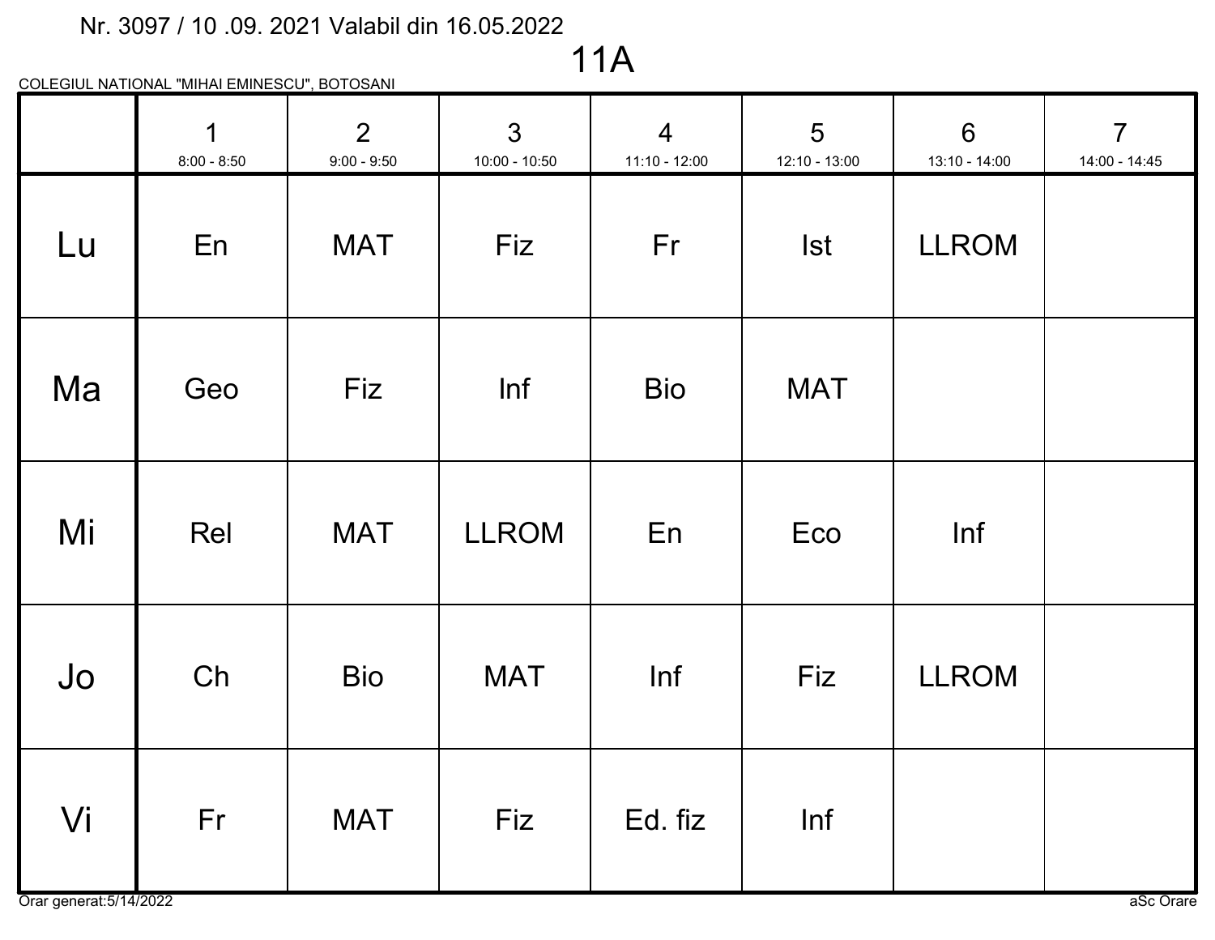Nr. 3097 / 10 .09. 2021 Valabil din 16.05.2022

# 11A

COLEGIUL NATIONAL "MIHAI EMINESCU", BOTOSANI

| | 1<br>8:00 - 8:50 | 2<br>9:00 - 9:50 | 3<br>10:00 - 10:50 | 4<br>11:10 - 12:00 | 5<br>12:10 - 13:00 | 6<br>13:10 - 14:00 | 7<br>14:00 - 14:45 |
|---|---|---|---|---|---|---|---|
| Lu | En | MAT | Fiz | Fr | Ist | LLROM | |
| Ma | Geo | Fiz | Inf | Bio | MAT | | |
| Mi | Rel | MAT | LLROM | En | Eco | Inf | |
| Jo | Ch | Bio | MAT | Inf | Fiz | LLROM | |
| Vi | Fr | MAT | Fiz | Ed. fiz | Inf | | |

Orar generat:5/14/2022

aSc Orare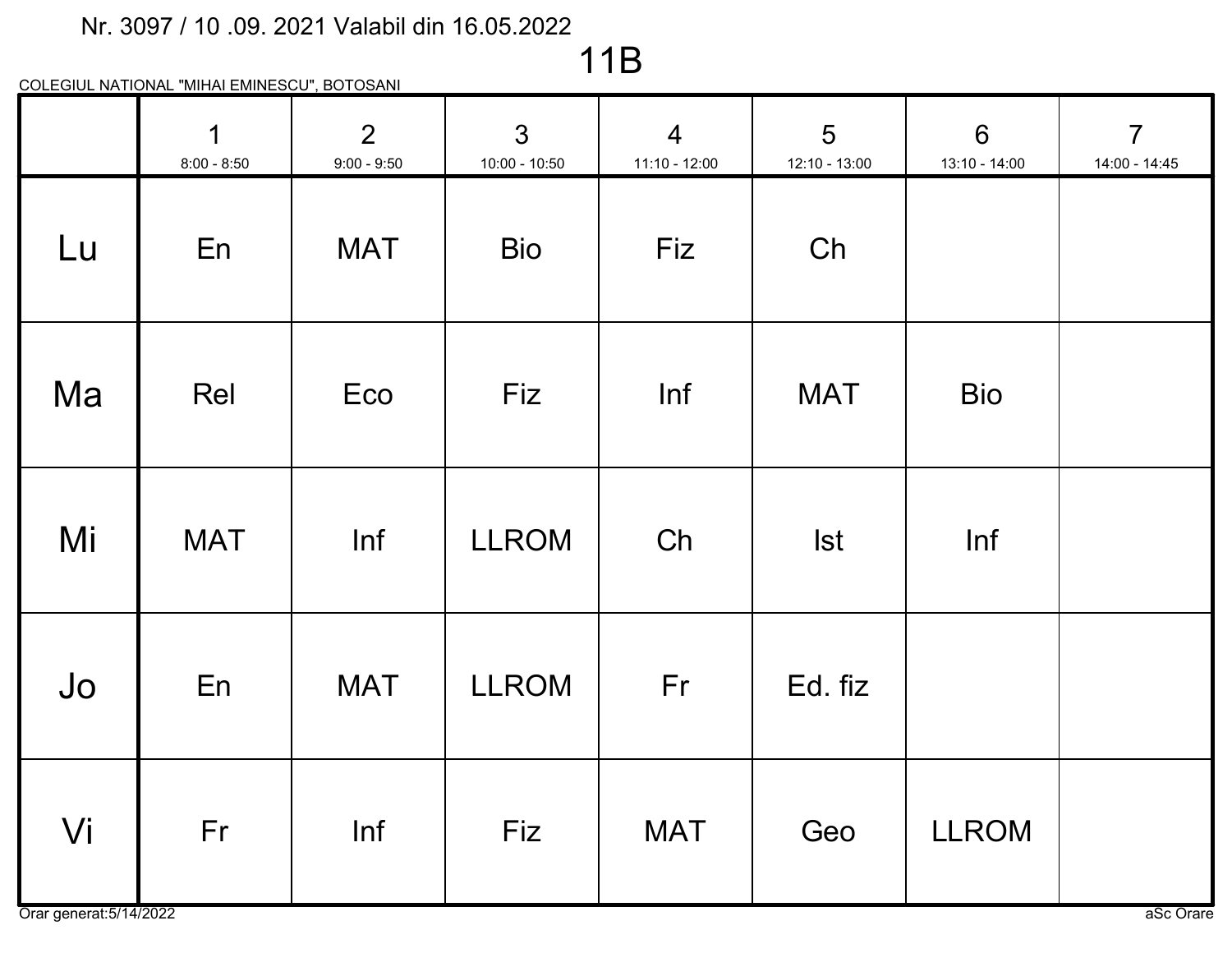Nr. 3097 / 10 .09. 2021 Valabil din 16.05.2022

# 11B

COLEGIUL NATIONAL "MIHAI EMINESCU", BOTOSANI

| | 1<br>8:00 - 8:50 | 2<br>9:00 - 9:50 | 3<br>10:00 - 10:50 | 4<br>11:10 - 12:00 | 5<br>12:10 - 13:00 | 6<br>13:10 - 14:00 | 7<br>14:00 - 14:45 |
|---|---|---|---|---|---|---|---|
| Lu | En | MAT | Bio | Fiz | Ch | | |
| Ma | Rel | Eco | Fiz | Inf | MAT | Bio | |
| Mi | MAT | Inf | LLROM | Ch | Ist | Inf | |
| Jo | En | MAT | LLROM | Fr | Ed. fiz | | |
| Vi | Fr | Inf | Fiz | MAT | Geo | LLROM | |

Orar generat:5/14/2022

aSc Orare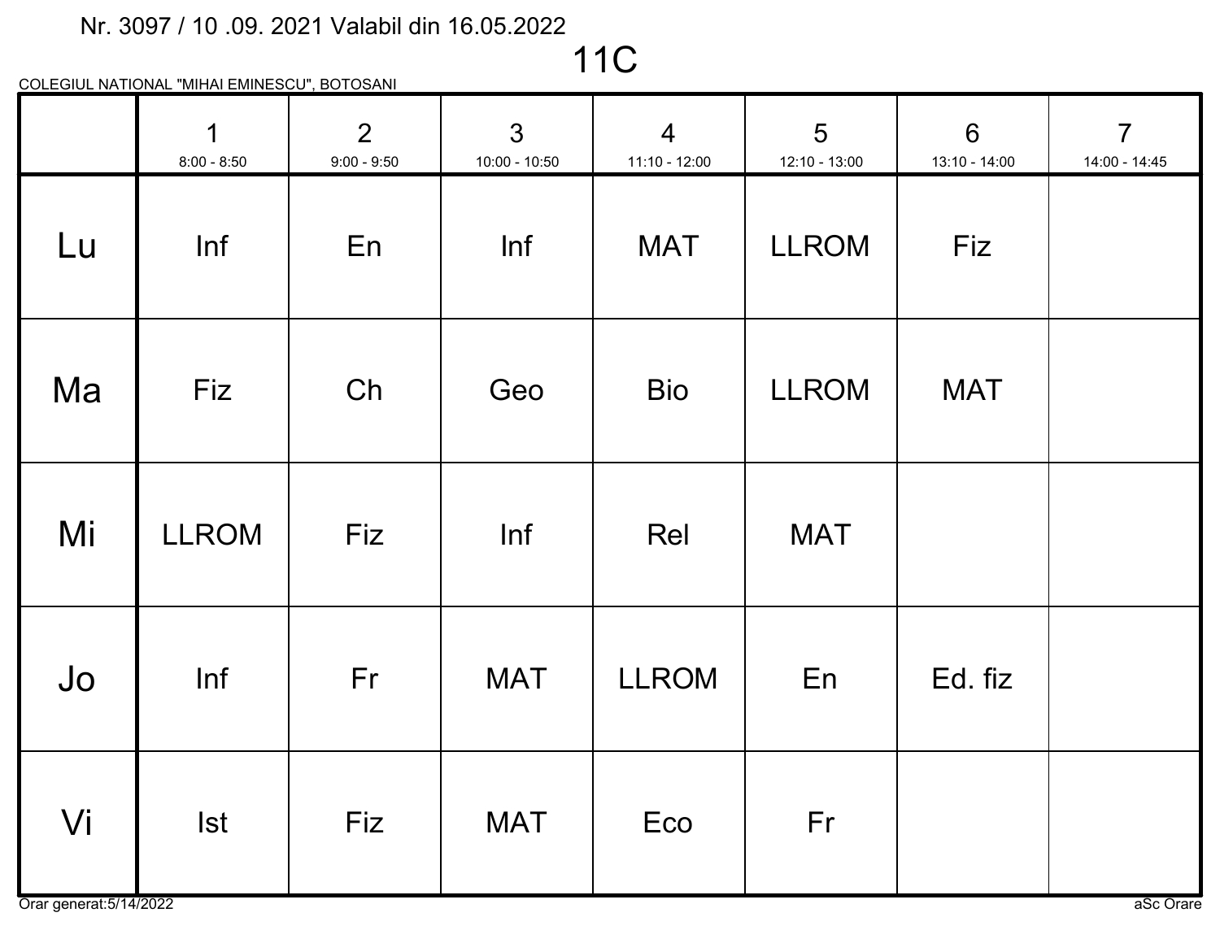Nr. 3097 / 10 .09. 2021 Valabil din 16.05.2022

# 11C

COLEGIUL NATIONAL "MIHAI EMINESCU", BOTOSANI

| | 1<br>8:00 - 8:50 | 2<br>9:00 - 9:50 | 3<br>10:00 - 10:50 | 4<br>11:10 - 12:00 | 5<br>12:10 - 13:00 | 6<br>13:10 - 14:00 | 7<br>14:00 - 14:45 |
|---|---|---|---|---|---|---|---|
| Lu | Inf | En | Inf | MAT | LLROM | Fiz | |
| Ma | Fiz | Ch | Geo | Bio | LLROM | MAT | |
| Mi | LLROM | Fiz | Inf | Rel | MAT | | |
| Jo | Inf | Fr | MAT | LLROM | En | Ed. fiz | |
| Vi | Ist | Fiz | MAT | Eco | Fr | | |

Orar generat:5/14/2022

aSc Orare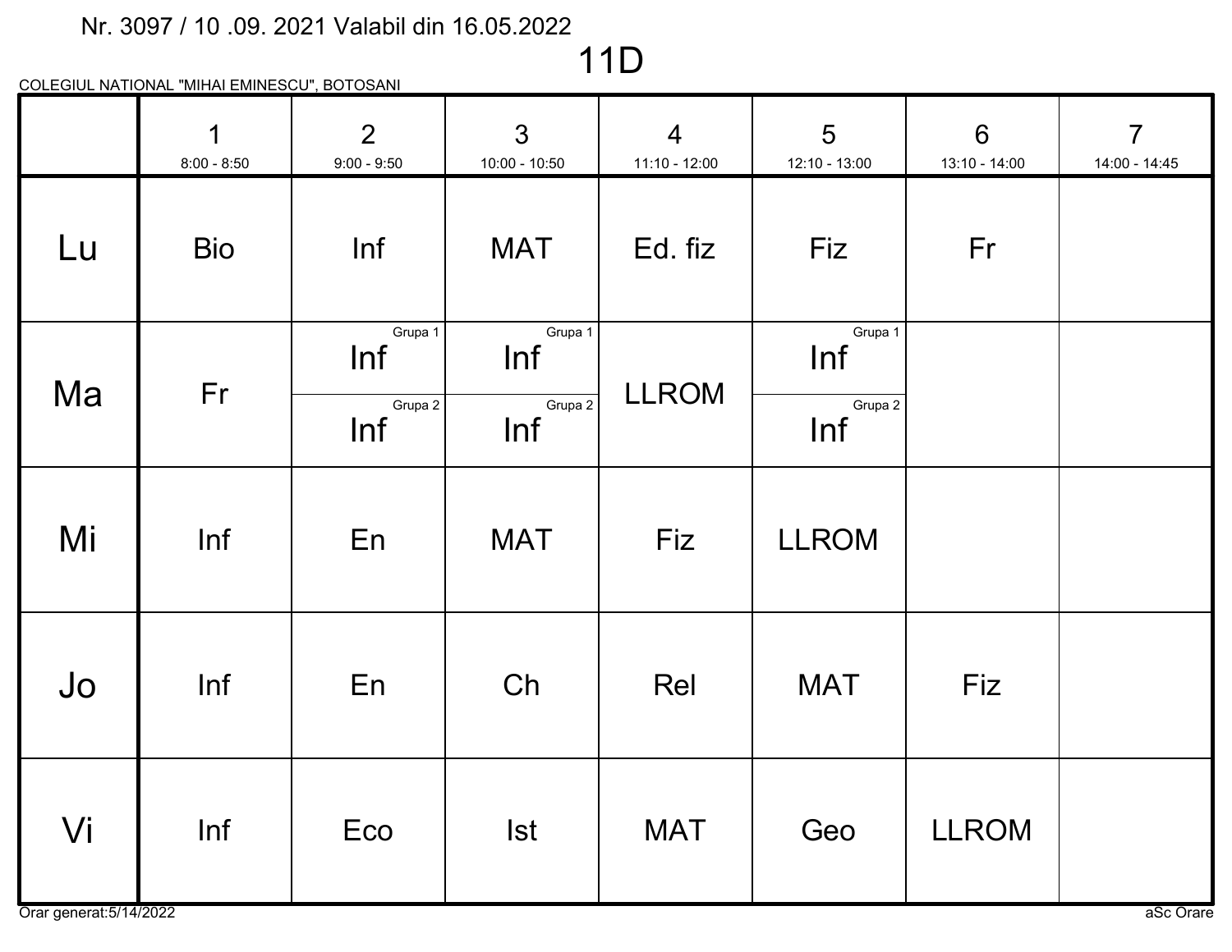Nr. 3097 / 10 .09. 2021 Valabil din 16.05.2022

# 11D

COLEGIUL NATIONAL "MIHAI EMINESCU", BOTOSANI

| | 1<br>8:00 - 8:50 | 2<br>9:00 - 9:50 | 3<br>10:00 - 10:50 | 4<br>11:10 - 12:00 | 5<br>12:10 - 13:00 | 6<br>13:10 - 14:00 | 7<br>14:00 - 14:45 |
|---|---|---|---|---|---|---|---|
| Lu | Bio | Inf | MAT | Ed. fiz | Fiz | Fr | |
| Ma | Fr | Grupa 1: Inf<br>Grupa 2: Inf | Grupa 1: Inf<br>Grupa 2: Inf | LLROM | Grupa 1: Inf<br>Grupa 2: Inf | | |
| Mi | Inf | En | MAT | Fiz | LLROM | | |
| Jo | Inf | En | Ch | Rel | MAT | Fiz | |
| Vi | Inf | Eco | Ist | MAT | Geo | LLROM | |

Orar generat:5/14/2022

aSc Orare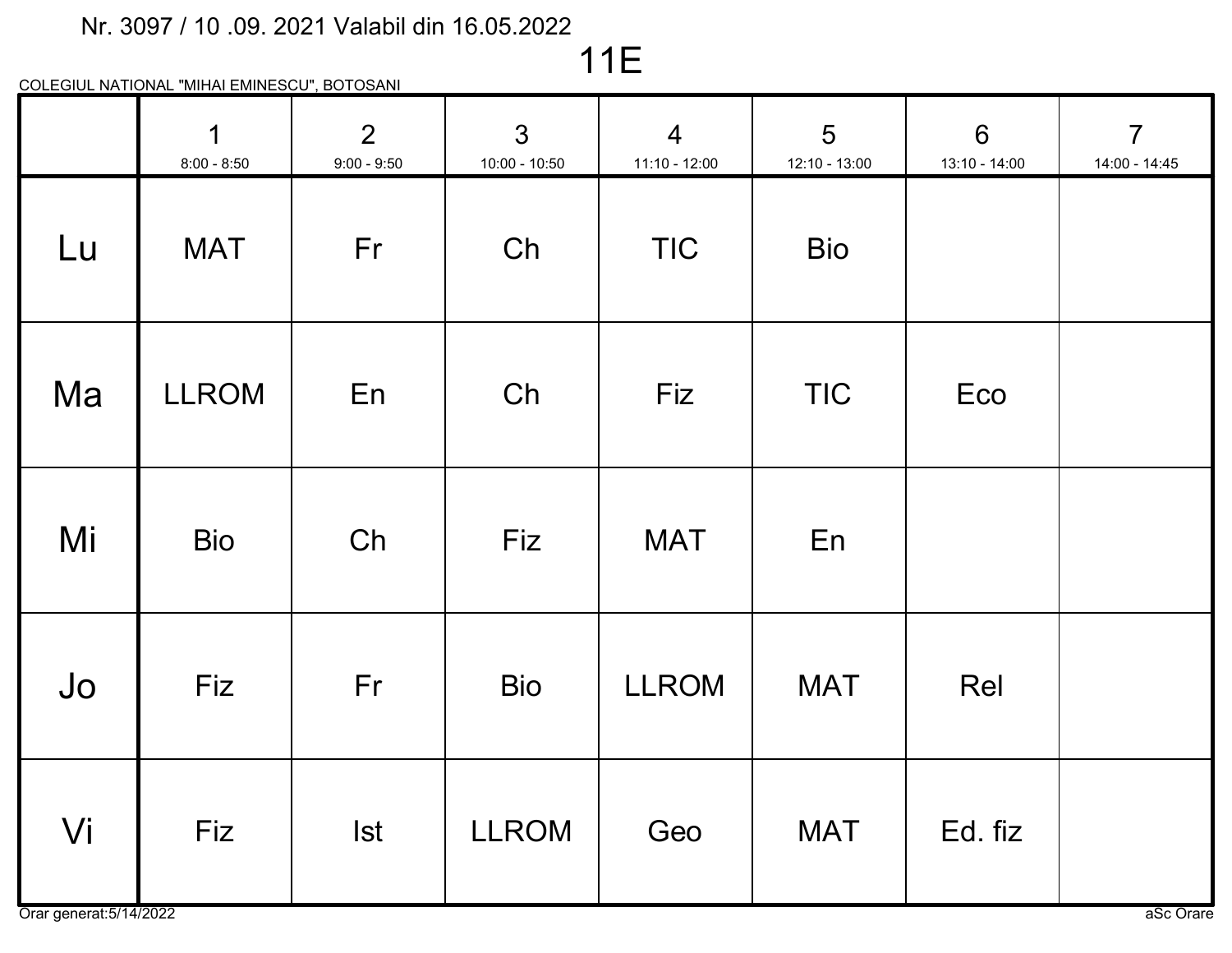Nr. 3097 / 10 .09. 2021 Valabil din 16.05.2022

# 11E

COLEGIUL NATIONAL "MIHAI EMINESCU", BOTOSANI

| | 1<br>8:00 - 8:50 | 2<br>9:00 - 9:50 | 3<br>10:00 - 10:50 | 4<br>11:10 - 12:00 | 5<br>12:10 - 13:00 | 6<br>13:10 - 14:00 | 7<br>14:00 - 14:45 |
|---|---|---|---|---|---|---|---|
| Lu | MAT | Fr | Ch | TIC | Bio | | |
| Ma | LLROM | En | Ch | Fiz | TIC | Eco | |
| Mi | Bio | Ch | Fiz | MAT | En | | |
| Jo | Fiz | Fr | Bio | LLROM | MAT | Rel | |
| Vi | Fiz | Ist | LLROM | Geo | MAT | Ed. fiz | |

Orar generat:5/14/2022

aSc Orare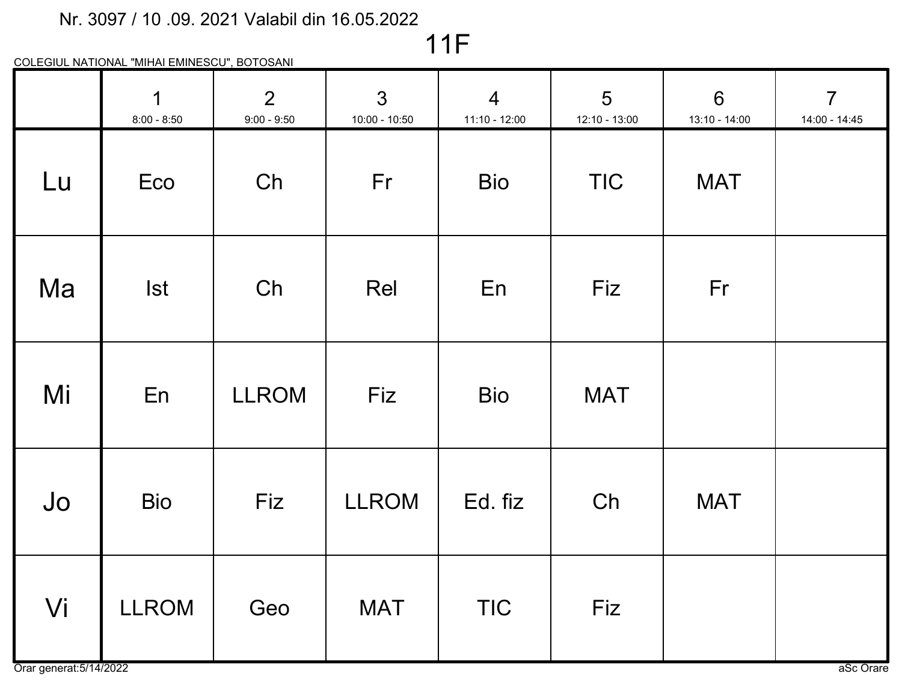Nr. 3097 / 10 .09. 2021 Valabil din 16.05.2022

# 11F

COLEGIUL NATIONAL "MIHAI EMINESCU", BOTOSANI

| | 1<br>8:00 - 8:50 | 2<br>9:00 - 9:50 | 3<br>10:00 - 10:50 | 4<br>11:10 - 12:00 | 5<br>12:10 - 13:00 | 6<br>13:10 - 14:00 | 7<br>14:00 - 14:45 |
|---|---|---|---|---|---|---|---|
| Lu | Eco | Ch | Fr | Bio | TIC | MAT | |
| Ma | Ist | Ch | Rel | En | Fiz | Fr | |
| Mi | En | LLROM | Fiz | Bio | MAT | | |
| Jo | Bio | Fiz | LLROM | Ed. fiz | Ch | MAT | |
| Vi | LLROM | Geo | MAT | TIC | Fiz | | |

Orar generat:5/14/2022

aSc Orare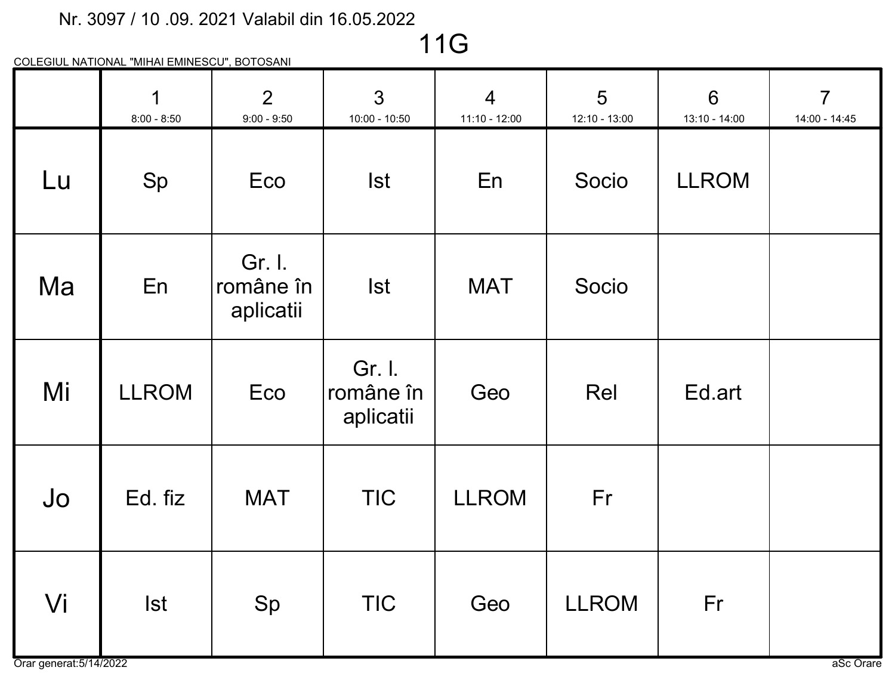Nr. 3097 / 10 .09. 2021 Valabil din 16.05.2022

# 11G

COLEGIUL NATIONAL "MIHAI EMINESCU", BOTOSANI

| | 1<br>8:00 - 8:50 | 2<br>9:00 - 9:50 | 3<br>10:00 - 10:50 | 4<br>11:10 - 12:00 | 5<br>12:10 - 13:00 | 6<br>13:10 - 14:00 | 7<br>14:00 - 14:45 |
|---|---|---|---|---|---|---|---|
| Lu | Sp | Eco | Ist | En | Socio | LLROM | |
| Ma | En | Gr. l. române în aplicatii | Ist | MAT | Socio | | |
| Mi | LLROM | Eco | Gr. l. române în aplicatii | Geo | Rel | Ed.art | |
| Jo | Ed. fiz | MAT | TIC | LLROM | Fr | | |
| Vi | Ist | Sp | TIC | Geo | LLROM | Fr | |

Orar generat:5/14/2022

aSc Orare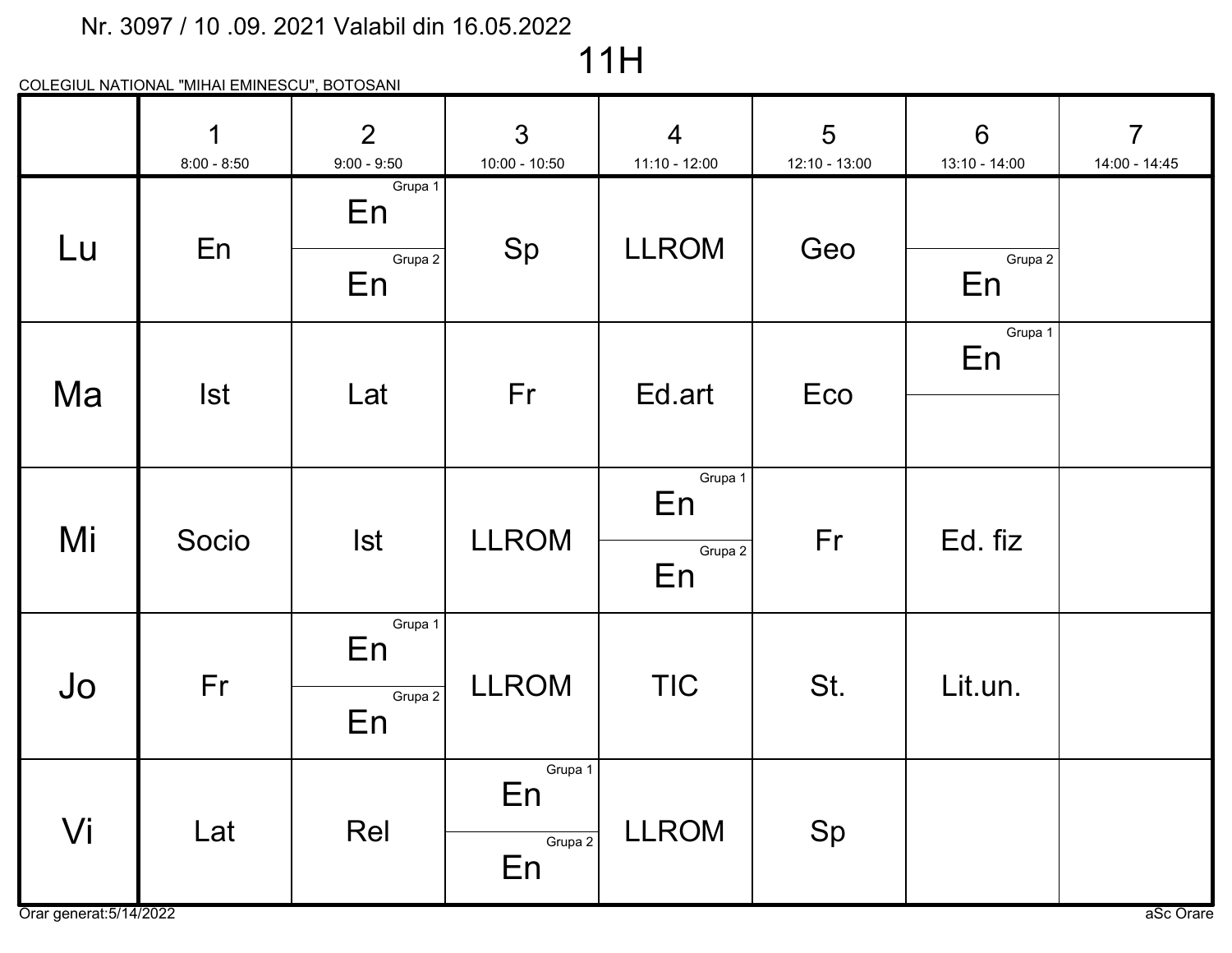Nr. 3097 / 10 .09. 2021 Valabil din 16.05.2022

# 11H

COLEGIUL NATIONAL "MIHAI EMINESCU", BOTOSANI

| | 1<br>8:00 - 8:50 | 2<br>9:00 - 9:50 | 3<br>10:00 - 10:50 | 4<br>11:10 - 12:00 | 5<br>12:10 - 13:00 | 6<br>13:10 - 14:00 | 7<br>14:00 - 14:45 |
|---|---|---|---|---|---|---|---|
| Lu | En | Grupa 1: En<br>Grupa 2: En | Sp | LLROM | Geo | Grupa 2: En | |
| Ma | Ist | Lat | Fr | Ed.art | Eco | Grupa 1: En | |
| Mi | Socio | Ist | LLROM | Grupa 1: En<br>Grupa 2: En | Fr | Ed. fiz | |
| Jo | Fr | Grupa 1: En<br>Grupa 2: En | LLROM | TIC | St. | Lit.un. | |
| Vi | Lat | Rel | Grupa 1: En<br>Grupa 2: En | LLROM | Sp | | |

Orar generat:5/14/2022

aSc Orare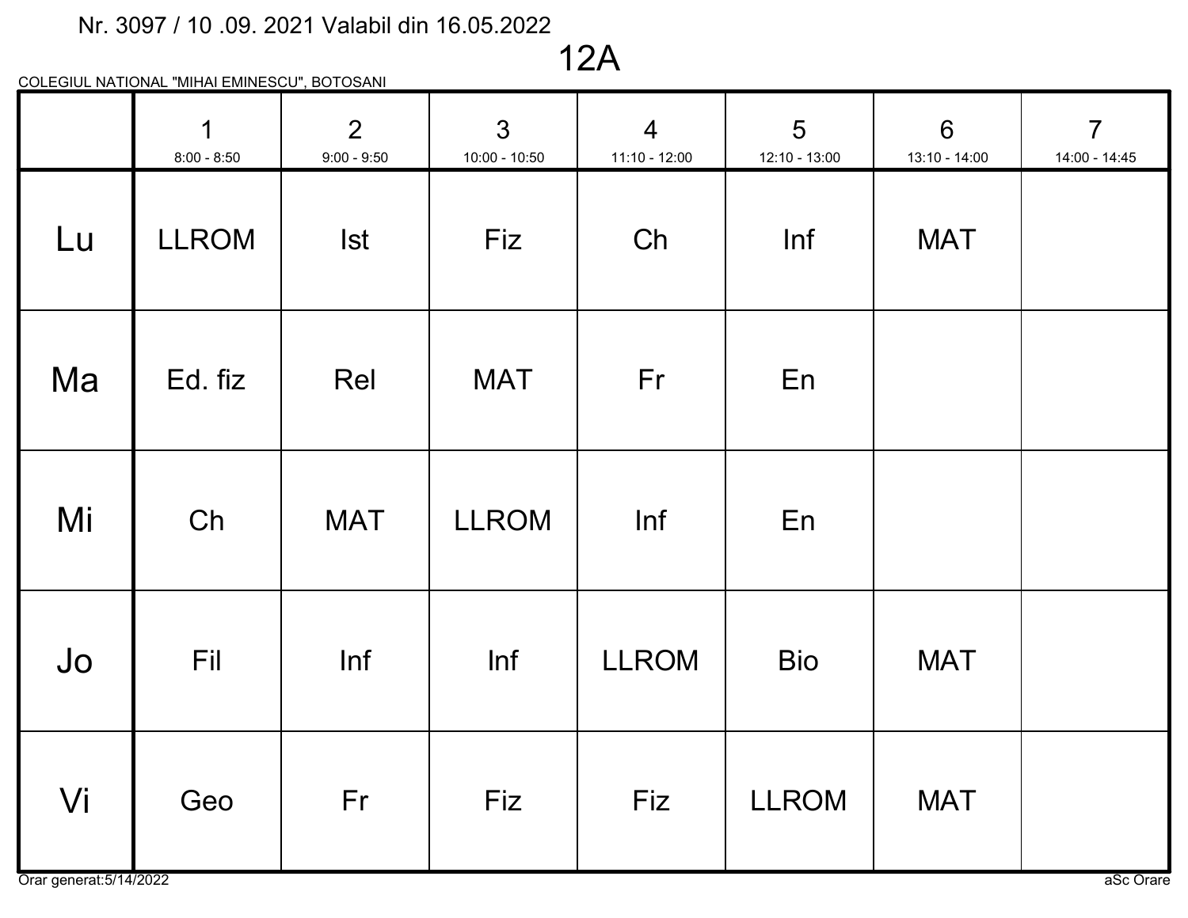Nr. 3097 / 10 .09. 2021 Valabil din 16.05.2022

# 12A

COLEGIUL NATIONAL "MIHAI EMINESCU", BOTOSANI

| | 1<br>8:00 - 8:50 | 2<br>9:00 - 9:50 | 3<br>10:00 - 10:50 | 4<br>11:10 - 12:00 | 5<br>12:10 - 13:00 | 6<br>13:10 - 14:00 | 7<br>14:00 - 14:45 |
|---|---|---|---|---|---|---|---|
| Lu | LLROM | Ist | Fiz | Ch | Inf | MAT | |
| Ma | Ed. fiz | Rel | MAT | Fr | En | | |
| Mi | Ch | MAT | LLROM | Inf | En | | |
| Jo | Fil | Inf | Inf | LLROM | Bio | MAT | |
| Vi | Geo | Fr | Fiz | Fiz | LLROM | MAT | |

Orar generat:5/14/2022

aSc Orare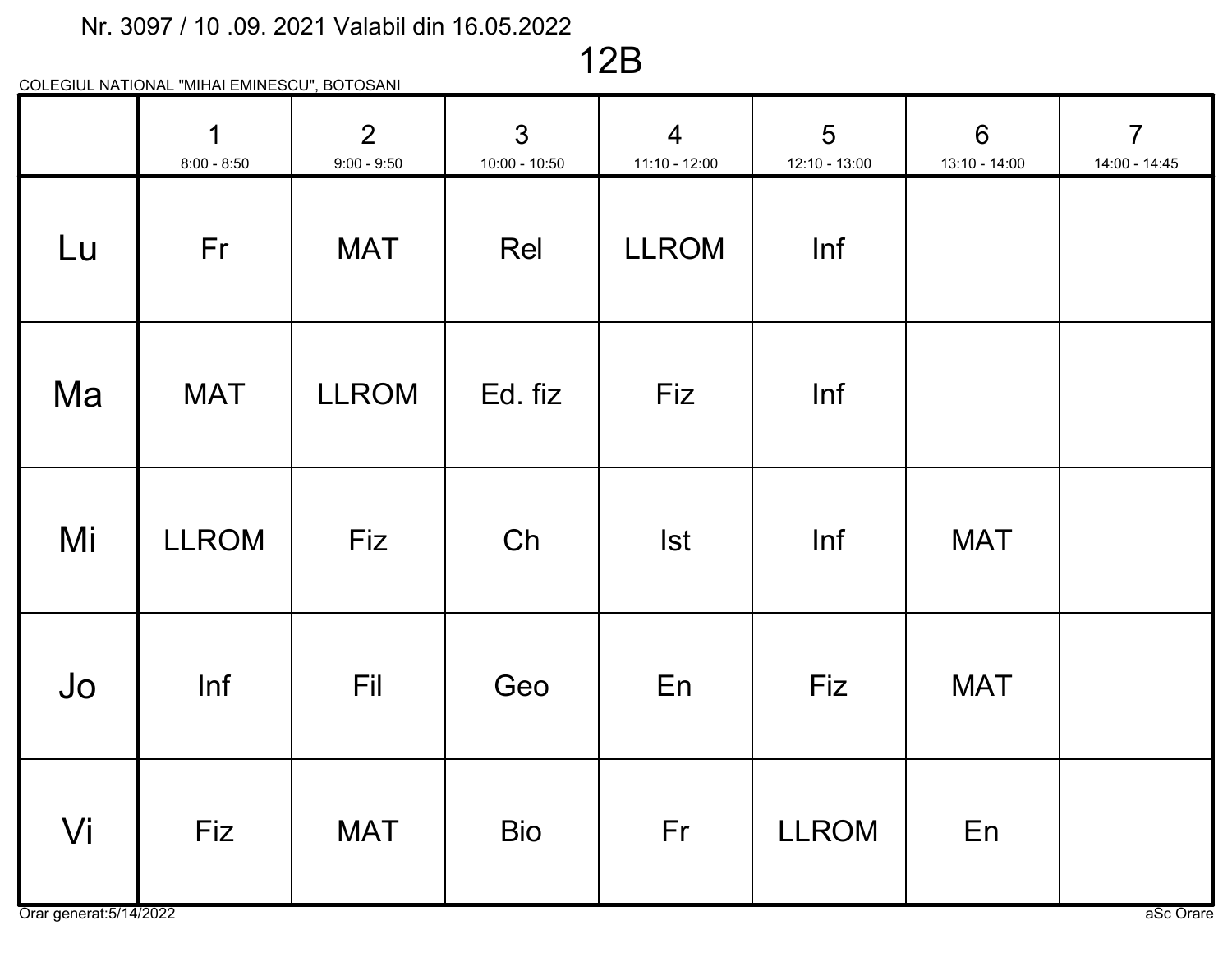Nr. 3097 / 10 .09. 2021 Valabil din 16.05.2022

# 12B

COLEGIUL NATIONAL "MIHAI EMINESCU", BOTOSANI

| | 1<br>8:00 - 8:50 | 2<br>9:00 - 9:50 | 3<br>10:00 - 10:50 | 4<br>11:10 - 12:00 | 5<br>12:10 - 13:00 | 6<br>13:10 - 14:00 | 7<br>14:00 - 14:45 |
|---|---|---|---|---|---|---|---|
| Lu | Fr | MAT | Rel | LLROM | Inf | | |
| Ma | MAT | LLROM | Ed. fiz | Fiz | Inf | | |
| Mi | LLROM | Fiz | Ch | Ist | Inf | MAT | |
| Jo | Inf | Fil | Geo | En | Fiz | MAT | |
| Vi | Fiz | MAT | Bio | Fr | LLROM | En | |

Orar generat:5/14/2022

aSc Orare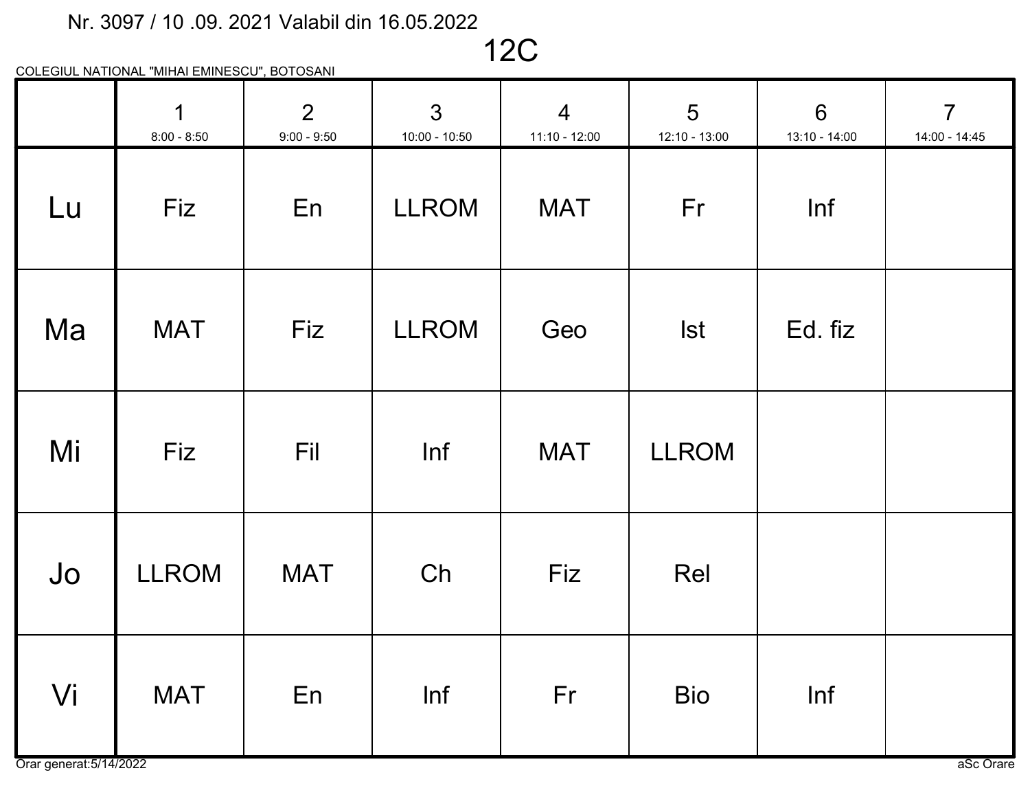Nr. 3097 / 10 .09. 2021 Valabil din 16.05.2022

# 12C

COLEGIUL NATIONAL "MIHAI EMINESCU", BOTOSANI

| | 1<br>8:00 - 8:50 | 2<br>9:00 - 9:50 | 3<br>10:00 - 10:50 | 4<br>11:10 - 12:00 | 5<br>12:10 - 13:00 | 6<br>13:10 - 14:00 | 7<br>14:00 - 14:45 |
|---|---|---|---|---|---|---|---|
| Lu | Fiz | En | LLROM | MAT | Fr | Inf | |
| Ma | MAT | Fiz | LLROM | Geo | Ist | Ed. fiz | |
| Mi | Fiz | Fil | Inf | MAT | LLROM | | |
| Jo | LLROM | MAT | Ch | Fiz | Rel | | |
| Vi | MAT | En | Inf | Fr | Bio | Inf | |

Orar generat:5/14/2022

aSc Orare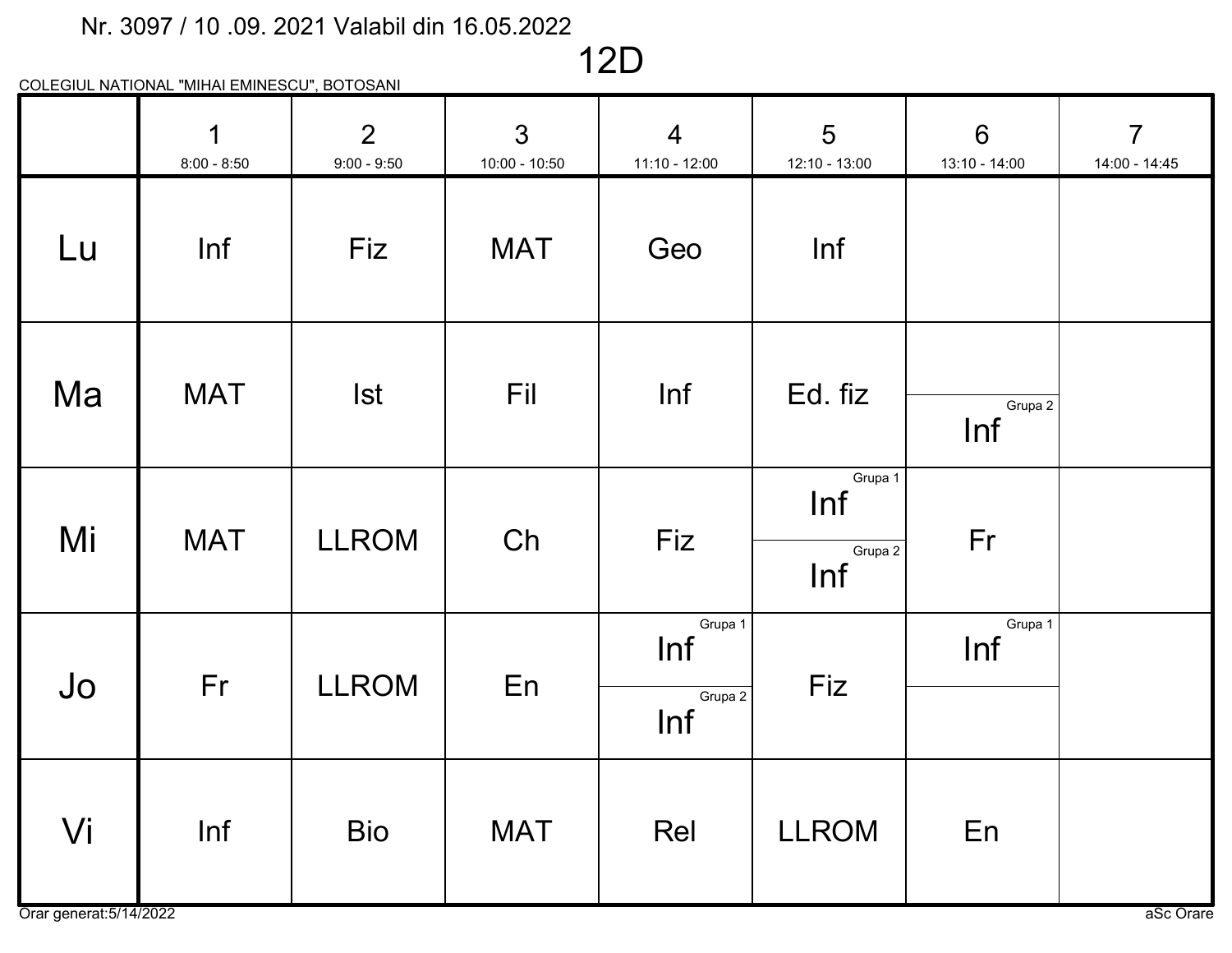Nr. 3097 / 10 .09. 2021 Valabil din 16.05.2022

# 12D

COLEGIUL NATIONAL "MIHAI EMINESCU", BOTOSANI

| | 1<br>8:00 - 8:50 | 2<br>9:00 - 9:50 | 3<br>10:00 - 10:50 | 4<br>11:10 - 12:00 | 5<br>12:10 - 13:00 | 6<br>13:10 - 14:00 | 7<br>14:00 - 14:45 |
|---|---|---|---|---|---|---|---|
| Lu | Inf | Fiz | MAT | Geo | Inf | | |
| Ma | MAT | Ist | Fil | Inf | Ed. fiz | Inf (Grupa 2) | |
| Mi | MAT | LLROM | Ch | Fiz | Inf (Grupa 1)<br>Inf (Grupa 2) | Fr | |
| Jo | Fr | LLROM | En | Inf (Grupa 1)<br>Inf (Grupa 2) | Fiz | Inf (Grupa 1) | |
| Vi | Inf | Bio | MAT | Rel | LLROM | En | |

Orar generat:5/14/2022

aSc Orare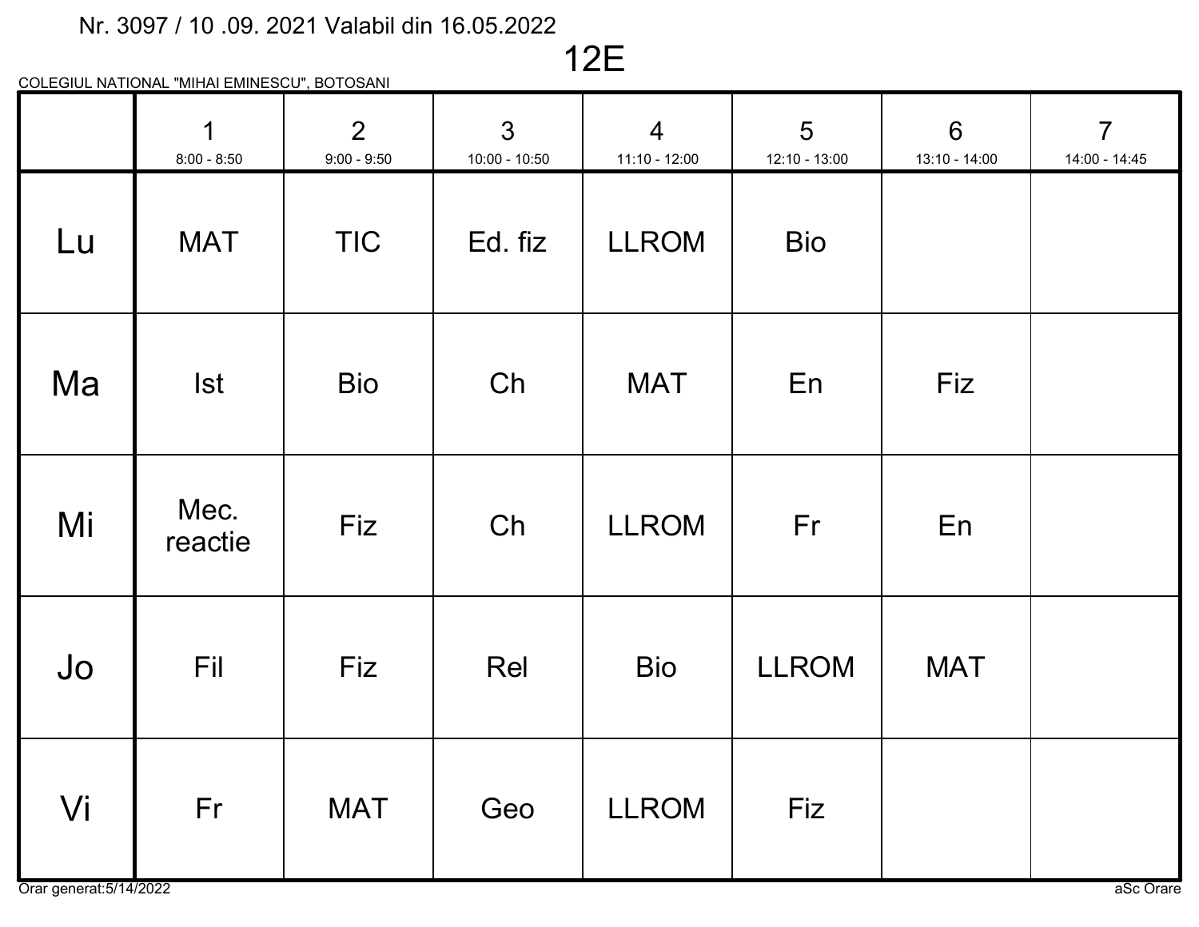Nr. 3097 / 10 .09. 2021 Valabil din 16.05.2022

# 12E

COLEGIUL NATIONAL "MIHAI EMINESCU", BOTOSANI

| | 1<br>8:00 - 8:50 | 2<br>9:00 - 9:50 | 3<br>10:00 - 10:50 | 4<br>11:10 - 12:00 | 5<br>12:10 - 13:00 | 6<br>13:10 - 14:00 | 7<br>14:00 - 14:45 |
|---|---|---|---|---|---|---|---|
| Lu | MAT | TIC | Ed. fiz | LLROM | Bio | | |
| Ma | Ist | Bio | Ch | MAT | En | Fiz | |
| Mi | Mec. reactie | Fiz | Ch | LLROM | Fr | En | |
| Jo | Fil | Fiz | Rel | Bio | LLROM | MAT | |
| Vi | Fr | MAT | Geo | LLROM | Fiz | | |

Orar generat:5/14/2022

aSc Orare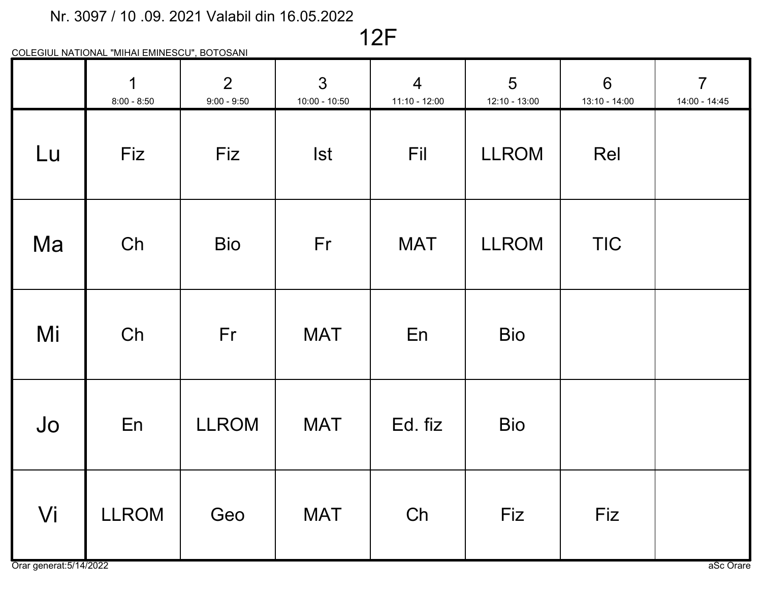Nr. 3097 / 10 .09. 2021 Valabil din 16.05.2022

# 12F

COLEGIUL NATIONAL "MIHAI EMINESCU", BOTOSANI

| | 1<br>8:00 - 8:50 | 2<br>9:00 - 9:50 | 3<br>10:00 - 10:50 | 4<br>11:10 - 12:00 | 5<br>12:10 - 13:00 | 6<br>13:10 - 14:00 | 7<br>14:00 - 14:45 |
|---|---|---|---|---|---|---|---|
| Lu | Fiz | Fiz | Ist | Fil | LLROM | Rel | |
| Ma | Ch | Bio | Fr | MAT | LLROM | TIC | |
| Mi | Ch | Fr | MAT | En | Bio | | |
| Jo | En | LLROM | MAT | Ed. fiz | Bio | | |
| Vi | LLROM | Geo | MAT | Ch | Fiz | Fiz | |

Orar generat:5/14/2022

aSc Orare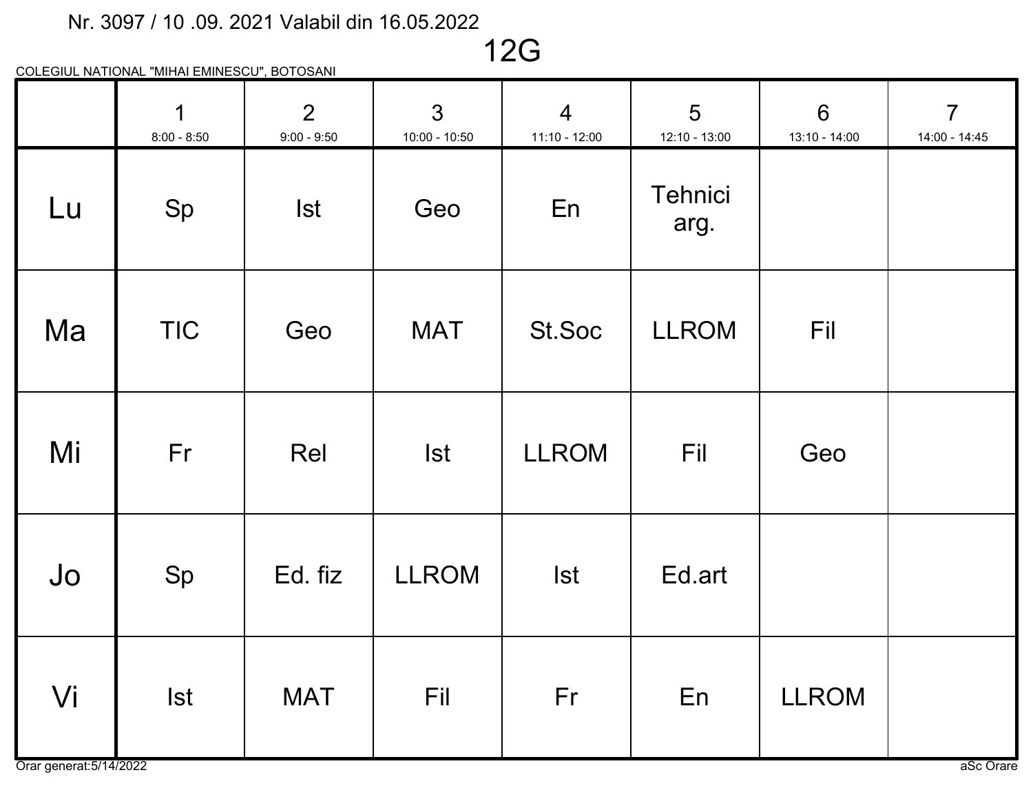Nr. 3097 / 10 .09. 2021 Valabil din 16.05.2022

# 12G

COLEGIUL NATIONAL "MIHAI EMINESCU", BOTOSANI

| | 1<br>8:00 - 8:50 | 2<br>9:00 - 9:50 | 3<br>10:00 - 10:50 | 4<br>11:10 - 12:00 | 5<br>12:10 - 13:00 | 6<br>13:10 - 14:00 | 7<br>14:00 - 14:45 |
|---|---|---|---|---|---|---|---|
| Lu | Sp | Ist | Geo | En | Tehnici arg. | | |
| Ma | TIC | Geo | MAT | St.Soc | LLROM | Fil | |
| Mi | Fr | Rel | Ist | LLROM | Fil | Geo | |
| Jo | Sp | Ed. fiz | LLROM | Ist | Ed.art | | |
| Vi | Ist | MAT | Fil | Fr | En | LLROM | |

Orar generat:5/14/2022

aSc Orare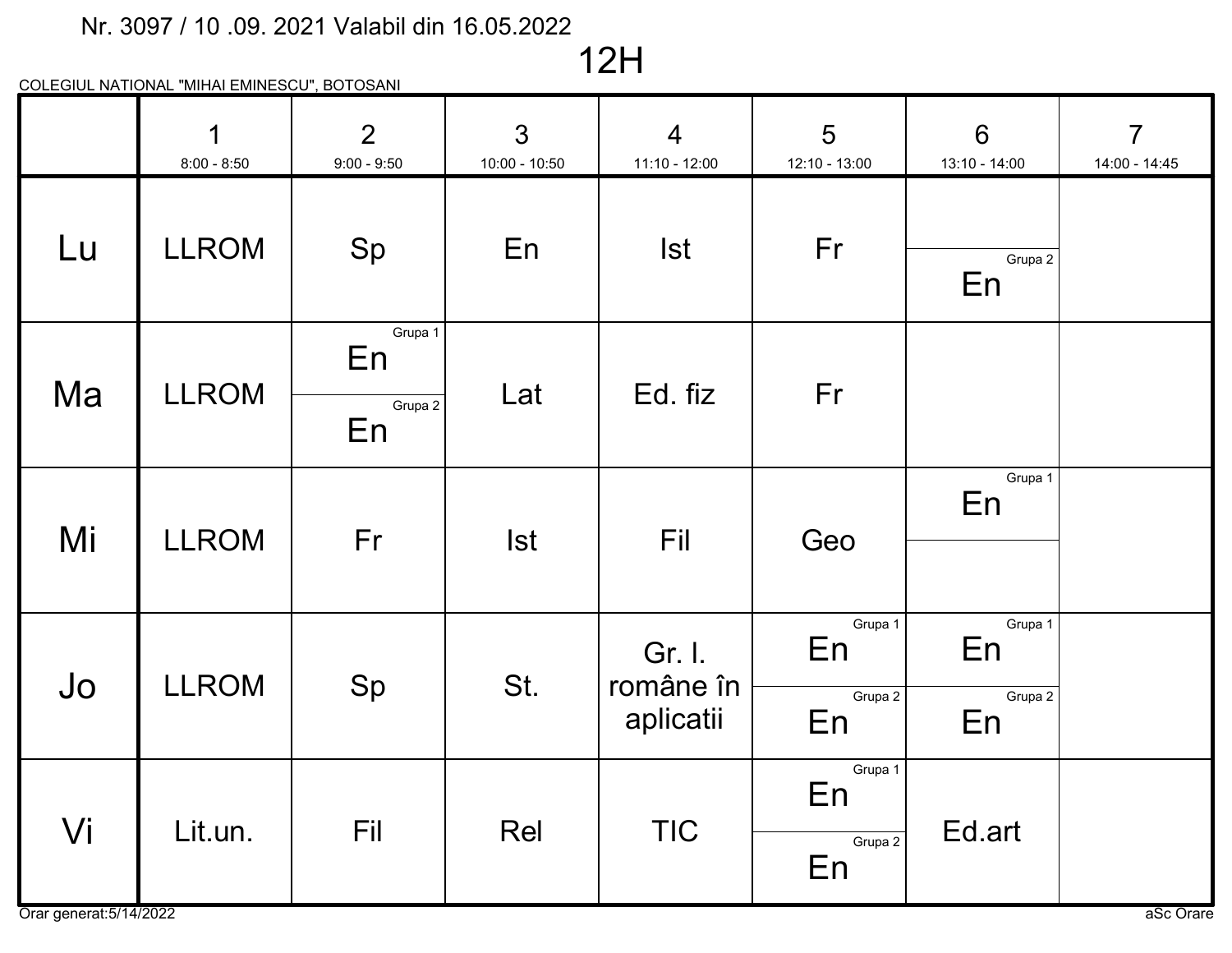Nr. 3097 / 10 .09. 2021 Valabil din 16.05.2022

# 12H

COLEGIUL NATIONAL "MIHAI EMINESCU", BOTOSANI

| | 1<br>8:00 - 8:50 | 2<br>9:00 - 9:50 | 3<br>10:00 - 10:50 | 4<br>11:10 - 12:00 | 5<br>12:10 - 13:00 | 6<br>13:10 - 14:00 | 7<br>14:00 - 14:45 |
|---|---|---|---|---|---|---|---|
| Lu | LLROM | Sp | En | Ist | Fr | Grupa 2: En | |
| Ma | LLROM | Grupa 1: En<br>Grupa 2: En | Lat | Ed. fiz | Fr | | |
| Mi | LLROM | Fr | Ist | Fil | Geo | Grupa 1: En | |
| Jo | LLROM | Sp | St. | Gr. l. române în aplicatii | Grupa 1: En<br>Grupa 2: En | Grupa 1: En<br>Grupa 2: En | |
| Vi | Lit.un. | Fil | Rel | TIC | Grupa 1: En<br>Grupa 2: En | Ed.art | |

Orar generat:5/14/2022

aSc Orare